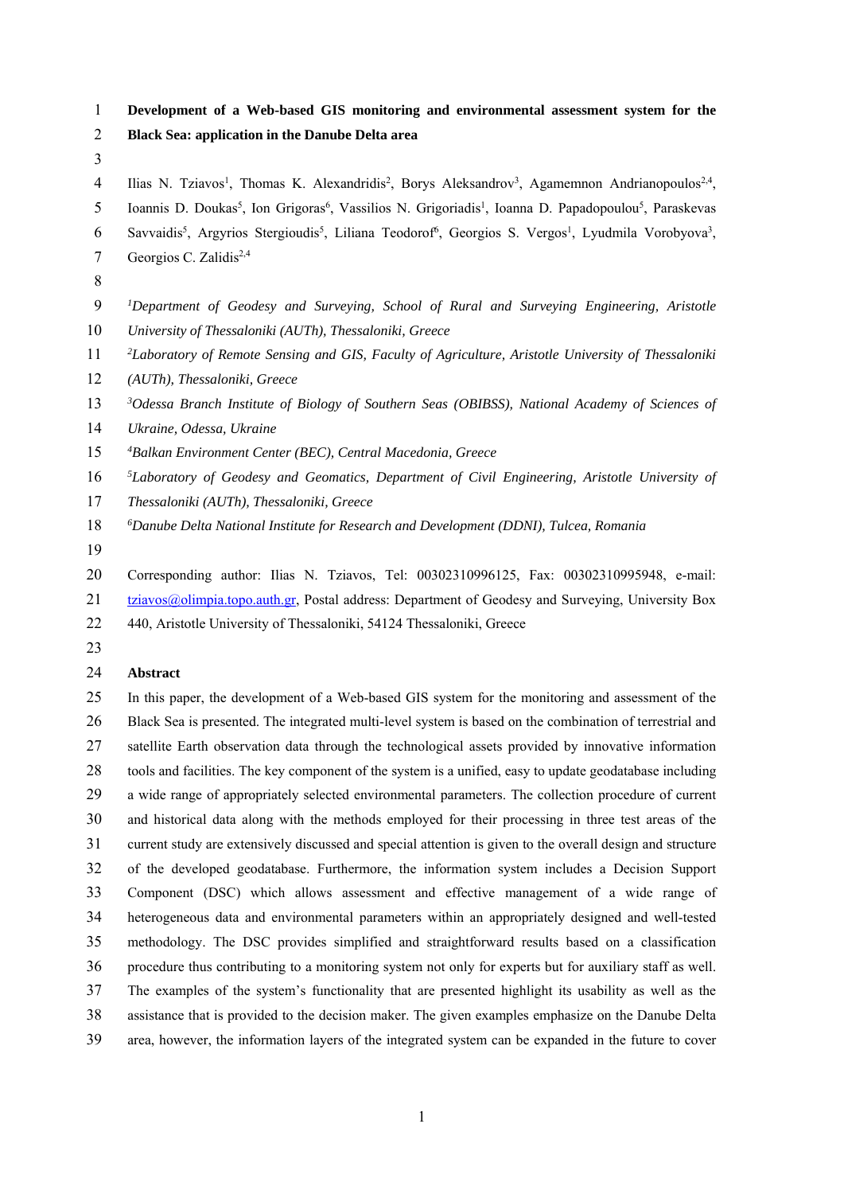# Development of a Web-based GIS monitoring and environmental assessment system for the Black Sea: application in the Danube Delta area

Ilias N. Tziavos[1], Thomas K. Alexandridis[2], Borys Aleksandrov[3], Agamemnon Andrianopoulos[2,4], Ioannis D. Doukas[5], Ion Grigoras[6], Vassilios N. Grigoriadis[1], Ioanna D. Papadopoulou[5], Paraskevas Savvaidis[5], Argyrios Stergioudis[5], Liliana Teodorof[6], Georgios S. Vergos[1], Lyudmila Vorobyova[3], Georgios C. Zalidis[2,4]

[1]*Department of Geodesy and Surveying, School of Rural and Surveying Engineering, Aristotle University of Thessaloniki (AUTh), Thessaloniki, Greece*

[2]*Laboratory of Remote Sensing and GIS, Faculty of Agriculture, Aristotle University of Thessaloniki (AUTh), Thessaloniki, Greece*

[3]*Odessa Branch Institute of Biology of Southern Seas (OBIBSS), National Academy of Sciences of Ukraine, Odessa, Ukraine*

[4]*Balkan Environment Center (BEC), Central Macedonia, Greece*

[5]*Laboratory of Geodesy and Geomatics, Department of Civil Engineering, Aristotle University of Thessaloniki (AUTh), Thessaloniki, Greece*

[6]*Danube Delta National Institute for Research and Development (DDNI), Tulcea, Romania*

Corresponding author: Ilias N. Tziavos, Tel: 00302310996125, Fax: 00302310995948, e-mail: tziavos@olimpia.topo.auth.gr, Postal address: Department of Geodesy and Surveying, University Box 440, Aristotle University of Thessaloniki, 54124 Thessaloniki, Greece

## Abstract

In this paper, the development of a Web-based GIS system for the monitoring and assessment of the Black Sea is presented. The integrated multi-level system is based on the combination of terrestrial and satellite Earth observation data through the technological assets provided by innovative information tools and facilities. The key component of the system is a unified, easy to update geodatabase including a wide range of appropriately selected environmental parameters. The collection procedure of current and historical data along with the methods employed for their processing in three test areas of the current study are extensively discussed and special attention is given to the overall design and structure of the developed geodatabase. Furthermore, the information system includes a Decision Support Component (DSC) which allows assessment and effective management of a wide range of heterogeneous data and environmental parameters within an appropriately designed and well-tested methodology. The DSC provides simplified and straightforward results based on a classification procedure thus contributing to a monitoring system not only for experts but for auxiliary staff as well. The examples of the system's functionality that are presented highlight its usability as well as the assistance that is provided to the decision maker. The given examples emphasize on the Danube Delta area, however, the information layers of the integrated system can be expanded in the future to cover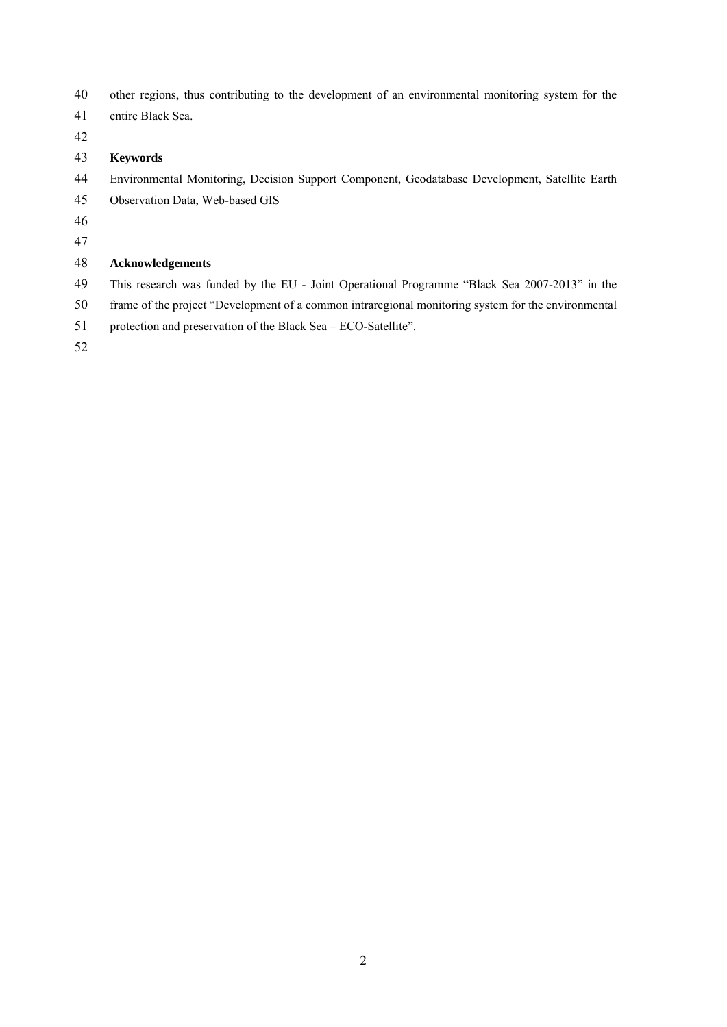other regions, thus contributing to the development of an environmental monitoring system for the entire Black Sea.

**Keywords**

Environmental Monitoring, Decision Support Component, Geodatabase Development, Satellite Earth Observation Data, Web-based GIS

**Acknowledgements**

This research was funded by the EU - Joint Operational Programme "Black Sea 2007-2013" in the frame of the project "Development of a common intraregional monitoring system for the environmental protection and preservation of the Black Sea – ECO-Satellite".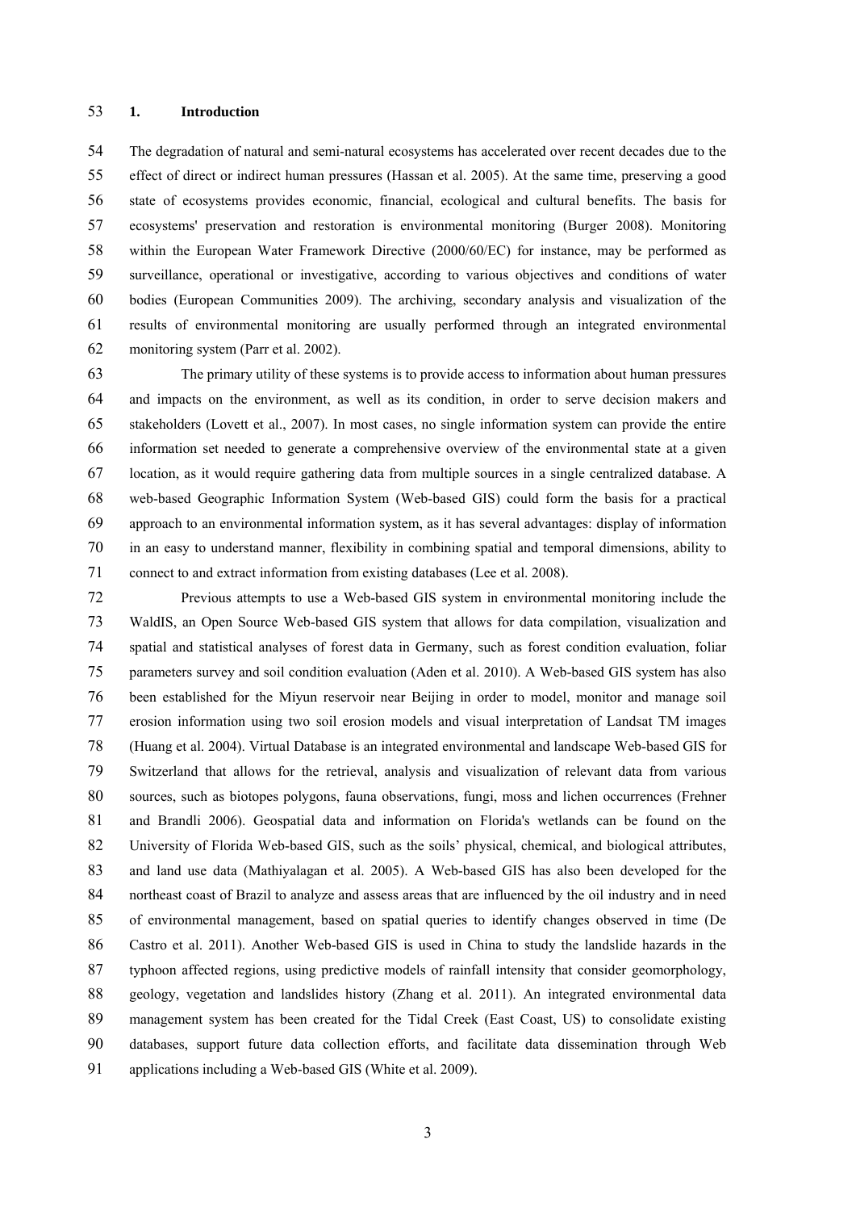## 1. Introduction

The degradation of natural and semi-natural ecosystems has accelerated over recent decades due to the effect of direct or indirect human pressures (Hassan et al. 2005). At the same time, preserving a good state of ecosystems provides economic, financial, ecological and cultural benefits. The basis for ecosystems' preservation and restoration is environmental monitoring (Burger 2008). Monitoring within the European Water Framework Directive (2000/60/EC) for instance, may be performed as surveillance, operational or investigative, according to various objectives and conditions of water bodies (European Communities 2009). The archiving, secondary analysis and visualization of the results of environmental monitoring are usually performed through an integrated environmental monitoring system (Parr et al. 2002).

The primary utility of these systems is to provide access to information about human pressures and impacts on the environment, as well as its condition, in order to serve decision makers and stakeholders (Lovett et al., 2007). In most cases, no single information system can provide the entire information set needed to generate a comprehensive overview of the environmental state at a given location, as it would require gathering data from multiple sources in a single centralized database. A web-based Geographic Information System (Web-based GIS) could form the basis for a practical approach to an environmental information system, as it has several advantages: display of information in an easy to understand manner, flexibility in combining spatial and temporal dimensions, ability to connect to and extract information from existing databases (Lee et al. 2008).

Previous attempts to use a Web-based GIS system in environmental monitoring include the WaldIS, an Open Source Web-based GIS system that allows for data compilation, visualization and spatial and statistical analyses of forest data in Germany, such as forest condition evaluation, foliar parameters survey and soil condition evaluation (Aden et al. 2010). A Web-based GIS system has also been established for the Miyun reservoir near Beijing in order to model, monitor and manage soil erosion information using two soil erosion models and visual interpretation of Landsat TM images (Huang et al. 2004). Virtual Database is an integrated environmental and landscape Web-based GIS for Switzerland that allows for the retrieval, analysis and visualization of relevant data from various sources, such as biotopes polygons, fauna observations, fungi, moss and lichen occurrences (Frehner and Brandli 2006). Geospatial data and information on Florida's wetlands can be found on the University of Florida Web-based GIS, such as the soils' physical, chemical, and biological attributes, and land use data (Mathiyalagan et al. 2005). A Web-based GIS has also been developed for the northeast coast of Brazil to analyze and assess areas that are influenced by the oil industry and in need of environmental management, based on spatial queries to identify changes observed in time (De Castro et al. 2011). Another Web-based GIS is used in China to study the landslide hazards in the typhoon affected regions, using predictive models of rainfall intensity that consider geomorphology, geology, vegetation and landslides history (Zhang et al. 2011). An integrated environmental data management system has been created for the Tidal Creek (East Coast, US) to consolidate existing databases, support future data collection efforts, and facilitate data dissemination through Web applications including a Web-based GIS (White et al. 2009).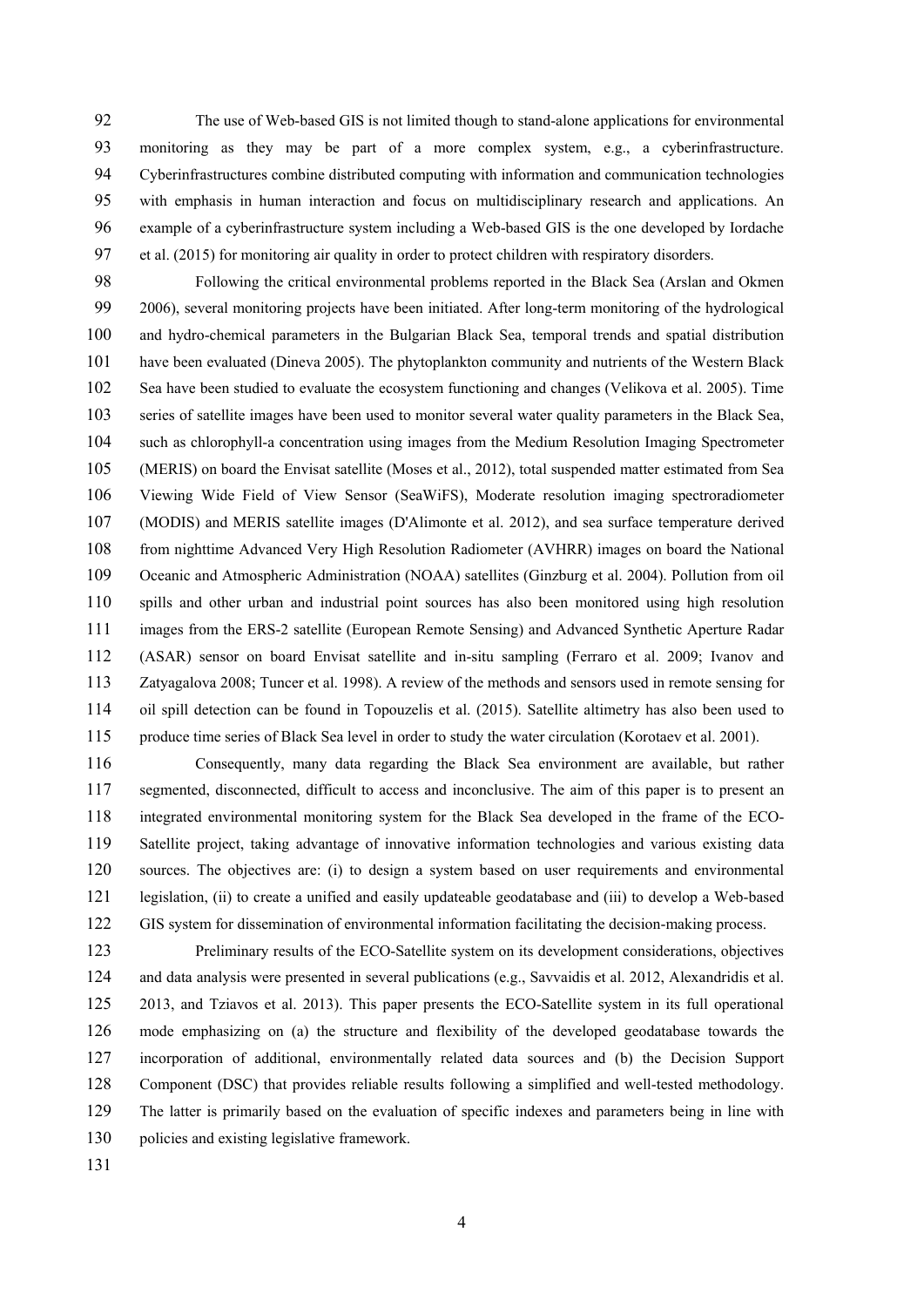The use of Web-based GIS is not limited though to stand-alone applications for environmental monitoring as they may be part of a more complex system, e.g., a cyberinfrastructure. Cyberinfrastructures combine distributed computing with information and communication technologies with emphasis in human interaction and focus on multidisciplinary research and applications. An example of a cyberinfrastructure system including a Web-based GIS is the one developed by Iordache et al. (2015) for monitoring air quality in order to protect children with respiratory disorders.

Following the critical environmental problems reported in the Black Sea (Arslan and Okmen 2006), several monitoring projects have been initiated. After long-term monitoring of the hydrological and hydro-chemical parameters in the Bulgarian Black Sea, temporal trends and spatial distribution have been evaluated (Dineva 2005). The phytoplankton community and nutrients of the Western Black Sea have been studied to evaluate the ecosystem functioning and changes (Velikova et al. 2005). Time series of satellite images have been used to monitor several water quality parameters in the Black Sea, such as chlorophyll-a concentration using images from the Medium Resolution Imaging Spectrometer (MERIS) on board the Envisat satellite (Moses et al., 2012), total suspended matter estimated from Sea Viewing Wide Field of View Sensor (SeaWiFS), Moderate resolution imaging spectroradiometer (MODIS) and MERIS satellite images (D'Alimonte et al. 2012), and sea surface temperature derived from nighttime Advanced Very High Resolution Radiometer (AVHRR) images on board the National Oceanic and Atmospheric Administration (NOAA) satellites (Ginzburg et al. 2004). Pollution from oil spills and other urban and industrial point sources has also been monitored using high resolution images from the ERS-2 satellite (European Remote Sensing) and Advanced Synthetic Aperture Radar (ASAR) sensor on board Envisat satellite and in-situ sampling (Ferraro et al. 2009; Ivanov and Zatyagalova 2008; Tuncer et al. 1998). A review of the methods and sensors used in remote sensing for oil spill detection can be found in Topouzelis et al. (2015). Satellite altimetry has also been used to produce time series of Black Sea level in order to study the water circulation (Korotaev et al. 2001).

Consequently, many data regarding the Black Sea environment are available, but rather segmented, disconnected, difficult to access and inconclusive. The aim of this paper is to present an integrated environmental monitoring system for the Black Sea developed in the frame of the ECO-Satellite project, taking advantage of innovative information technologies and various existing data sources. The objectives are: (i) to design a system based on user requirements and environmental legislation, (ii) to create a unified and easily updateable geodatabase and (iii) to develop a Web-based GIS system for dissemination of environmental information facilitating the decision-making process.

Preliminary results of the ECO-Satellite system on its development considerations, objectives and data analysis were presented in several publications (e.g., Savvaidis et al. 2012, Alexandridis et al. 2013, and Tziavos et al. 2013). This paper presents the ECO-Satellite system in its full operational mode emphasizing on (a) the structure and flexibility of the developed geodatabase towards the incorporation of additional, environmentally related data sources and (b) the Decision Support Component (DSC) that provides reliable results following a simplified and well-tested methodology. The latter is primarily based on the evaluation of specific indexes and parameters being in line with policies and existing legislative framework.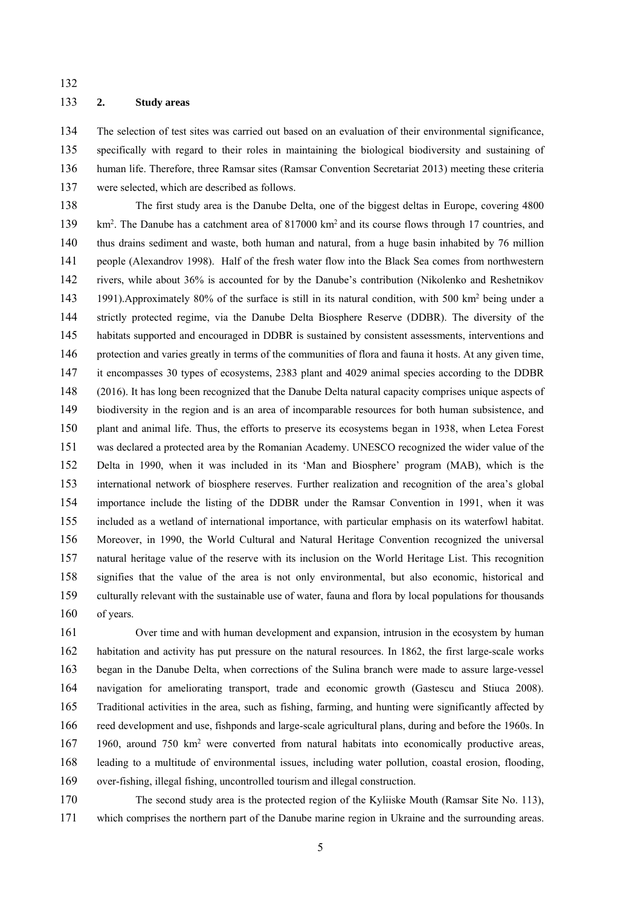## 2. Study areas

The selection of test sites was carried out based on an evaluation of their environmental significance, specifically with regard to their roles in maintaining the biological biodiversity and sustaining of human life. Therefore, three Ramsar sites (Ramsar Convention Secretariat 2013) meeting these criteria were selected, which are described as follows.

The first study area is the Danube Delta, one of the biggest deltas in Europe, covering 4800 $km^2$. The Danube has a catchment area of 817000 $km^2$ and its course flows through 17 countries, and thus drains sediment and waste, both human and natural, from a huge basin inhabited by 76 million people (Alexandrov 1998). Half of the fresh water flow into the Black Sea comes from northwestern rivers, while about 36% is accounted for by the Danube's contribution (Nikolenko and Reshetnikov 1991).Approximately 80% of the surface is still in its natural condition, with 500 $km^2$ being under a strictly protected regime, via the Danube Delta Biosphere Reserve (DDBR). The diversity of the habitats supported and encouraged in DDBR is sustained by consistent assessments, interventions and protection and varies greatly in terms of the communities of flora and fauna it hosts. At any given time, it encompasses 30 types of ecosystems, 2383 plant and 4029 animal species according to the DDBR (2016). It has long been recognized that the Danube Delta natural capacity comprises unique aspects of biodiversity in the region and is an area of incomparable resources for both human subsistence, and plant and animal life. Thus, the efforts to preserve its ecosystems began in 1938, when Letea Forest was declared a protected area by the Romanian Academy. UNESCO recognized the wider value of the Delta in 1990, when it was included in its 'Man and Biosphere' program (MAB), which is the international network of biosphere reserves. Further realization and recognition of the area's global importance include the listing of the DDBR under the Ramsar Convention in 1991, when it was included as a wetland of international importance, with particular emphasis on its waterfowl habitat. Moreover, in 1990, the World Cultural and Natural Heritage Convention recognized the universal natural heritage value of the reserve with its inclusion on the World Heritage List. This recognition signifies that the value of the area is not only environmental, but also economic, historical and culturally relevant with the sustainable use of water, fauna and flora by local populations for thousands of years.

Over time and with human development and expansion, intrusion in the ecosystem by human habitation and activity has put pressure on the natural resources. In 1862, the first large-scale works began in the Danube Delta, when corrections of the Sulina branch were made to assure large-vessel navigation for ameliorating transport, trade and economic growth (Gastescu and Stiuca 2008). Traditional activities in the area, such as fishing, farming, and hunting were significantly affected by reed development and use, fishponds and large-scale agricultural plans, during and before the 1960s. In 1960, around 750 $km^2$ were converted from natural habitats into economically productive areas, leading to a multitude of environmental issues, including water pollution, coastal erosion, flooding, over-fishing, illegal fishing, uncontrolled tourism and illegal construction.

The second study area is the protected region of the Kyliiske Mouth (Ramsar Site No. 113), which comprises the northern part of the Danube marine region in Ukraine and the surrounding areas.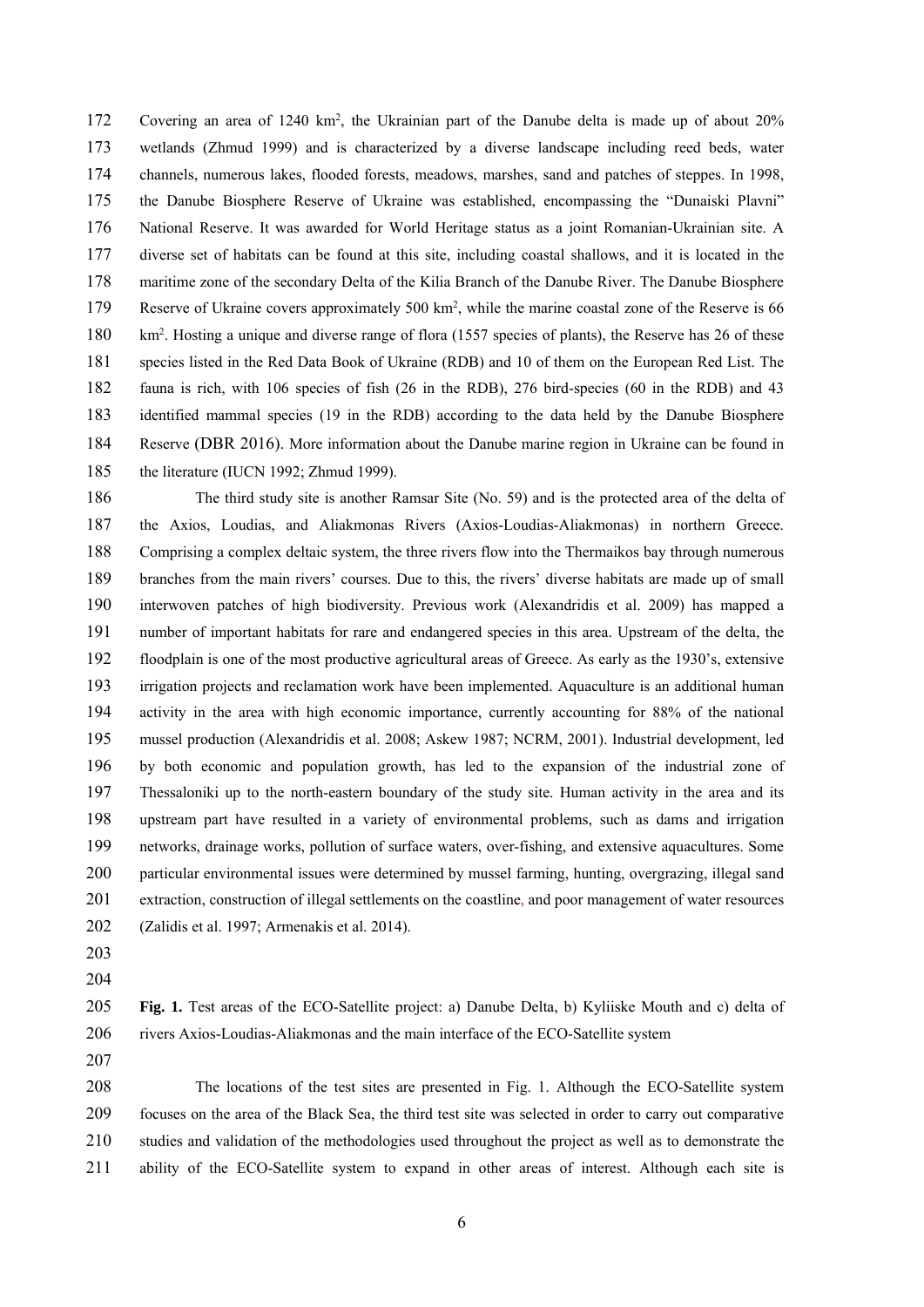Covering an area of 1240 $km^2$, the Ukrainian part of the Danube delta is made up of about 20% wetlands (Zhmud 1999) and is characterized by a diverse landscape including reed beds, water channels, numerous lakes, flooded forests, meadows, marshes, sand and patches of steppes. In 1998, the Danube Biosphere Reserve of Ukraine was established, encompassing the "Dunaiski Plavni" National Reserve. It was awarded for World Heritage status as a joint Romanian-Ukrainian site. A diverse set of habitats can be found at this site, including coastal shallows, and it is located in the maritime zone of the secondary Delta of the Kilia Branch of the Danube River. The Danube Biosphere Reserve of Ukraine covers approximately 500 $km^2$, while the marine coastal zone of the Reserve is 66 $km^2$. Hosting a unique and diverse range of flora (1557 species of plants), the Reserve has 26 of these species listed in the Red Data Book of Ukraine (RDB) and 10 of them on the European Red List. The fauna is rich, with 106 species of fish (26 in the RDB), 276 bird-species (60 in the RDB) and 43 identified mammal species (19 in the RDB) according to the data held by the Danube Biosphere Reserve (DBR 2016). More information about the Danube marine region in Ukraine can be found in the literature (IUCN 1992; Zhmud 1999).

The third study site is another Ramsar Site (No. 59) and is the protected area of the delta of the Axios, Loudias, and Aliakmonas Rivers (Axios-Loudias-Aliakmonas) in northern Greece. Comprising a complex deltaic system, the three rivers flow into the Thermaikos bay through numerous branches from the main rivers' courses. Due to this, the rivers' diverse habitats are made up of small interwoven patches of high biodiversity. Previous work (Alexandridis et al. 2009) has mapped a number of important habitats for rare and endangered species in this area. Upstream of the delta, the floodplain is one of the most productive agricultural areas of Greece. As early as the 1930's, extensive irrigation projects and reclamation work have been implemented. Aquaculture is an additional human activity in the area with high economic importance, currently accounting for 88% of the national mussel production (Alexandridis et al. 2008; Askew 1987; NCRM, 2001). Industrial development, led by both economic and population growth, has led to the expansion of the industrial zone of Thessaloniki up to the north-eastern boundary of the study site. Human activity in the area and its upstream part have resulted in a variety of environmental problems, such as dams and irrigation networks, drainage works, pollution of surface waters, over-fishing, and extensive aquacultures. Some particular environmental issues were determined by mussel farming, hunting, overgrazing, illegal sand extraction, construction of illegal settlements on the coastline, and poor management of water resources (Zalidis et al. 1997; Armenakis et al. 2014).

**Fig. 1.** Test areas of the ECO-Satellite project: a) Danube Delta, b) Kyliiske Mouth and c) delta of rivers Axios-Loudias-Aliakmonas and the main interface of the ECO-Satellite system

The locations of the test sites are presented in Fig. 1. Although the ECO-Satellite system focuses on the area of the Black Sea, the third test site was selected in order to carry out comparative studies and validation of the methodologies used throughout the project as well as to demonstrate the ability of the ECO-Satellite system to expand in other areas of interest. Although each site is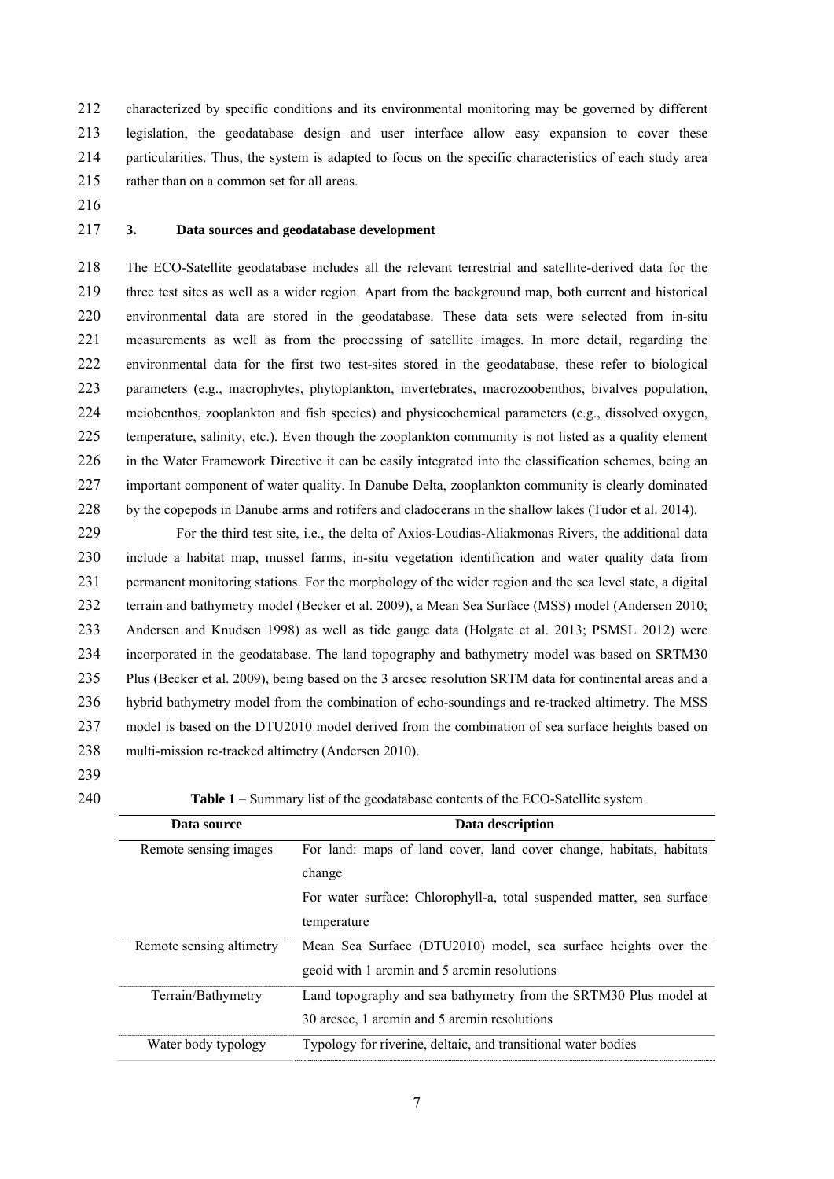characterized by specific conditions and its environmental monitoring may be governed by different legislation, the geodatabase design and user interface allow easy expansion to cover these particularities. Thus, the system is adapted to focus on the specific characteristics of each study area rather than on a common set for all areas.

## 3. Data sources and geodatabase development

The ECO-Satellite geodatabase includes all the relevant terrestrial and satellite-derived data for the three test sites as well as a wider region. Apart from the background map, both current and historical environmental data are stored in the geodatabase. These data sets were selected from in-situ measurements as well as from the processing of satellite images. In more detail, regarding the environmental data for the first two test-sites stored in the geodatabase, these refer to biological parameters (e.g., macrophytes, phytoplankton, invertebrates, macrozoobenthos, bivalves population, meiobenthos, zooplankton and fish species) and physicochemical parameters (e.g., dissolved oxygen, temperature, salinity, etc.). Even though the zooplankton community is not listed as a quality element in the Water Framework Directive it can be easily integrated into the classification schemes, being an important component of water quality. In Danube Delta, zooplankton community is clearly dominated by the copepods in Danube arms and rotifers and cladocerans in the shallow lakes (Tudor et al. 2014).

For the third test site, i.e., the delta of Axios-Loudias-Aliakmonas Rivers, the additional data include a habitat map, mussel farms, in-situ vegetation identification and water quality data from permanent monitoring stations. For the morphology of the wider region and the sea level state, a digital terrain and bathymetry model (Becker et al. 2009), a Mean Sea Surface (MSS) model (Andersen 2010; Andersen and Knudsen 1998) as well as tide gauge data (Holgate et al. 2013; PSMSL 2012) were incorporated in the geodatabase. The land topography and bathymetry model was based on SRTM30 Plus (Becker et al. 2009), being based on the 3 arcsec resolution SRTM data for continental areas and a hybrid bathymetry model from the combination of echo-soundings and re-tracked altimetry. The MSS model is based on the DTU2010 model derived from the combination of sea surface heights based on multi-mission re-tracked altimetry (Andersen 2010).

**Table 1** – Summary list of the geodatabase contents of the ECO-Satellite system

| Data source | Data description |
|---|---|
| Remote sensing images | For land: maps of land cover, land cover change, habitats, habitats change<br>For water surface: Chlorophyll-a, total suspended matter, sea surface temperature |
| Remote sensing altimetry | Mean Sea Surface (DTU2010) model, sea surface heights over the geoid with 1 arcmin and 5 arcmin resolutions |
| Terrain/Bathymetry | Land topography and sea bathymetry from the SRTM30 Plus model at 30 arcsec, 1 arcmin and 5 arcmin resolutions |
| Water body typology | Typology for riverine, deltaic, and transitional water bodies |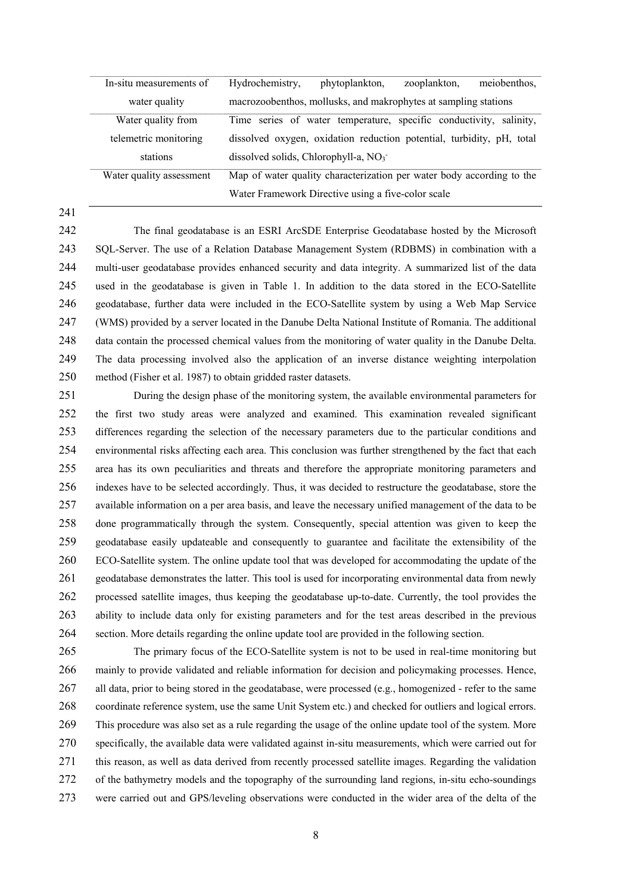| | |
|---|---|
| In-situ measurements of water quality | Hydrochemistry, phytoplankton, zooplankton, meiobenthos, macrozoobenthos, mollusks, and makrophytes at sampling stations |
| Water quality from telemetric monitoring stations | Time series of water temperature, specific conductivity, salinity, dissolved oxygen, oxidation reduction potential, turbidity, pH, total dissolved solids, Chlorophyll-a, $NO_3^-$ |
| Water quality assessment | Map of water quality characterization per water body according to the Water Framework Directive using a five-color scale |

The final geodatabase is an ESRI ArcSDE Enterprise Geodatabase hosted by the Microsoft SQL-Server. The use of a Relation Database Management System (RDBMS) in combination with a multi-user geodatabase provides enhanced security and data integrity. A summarized list of the data used in the geodatabase is given in Table 1. In addition to the data stored in the ECO-Satellite geodatabase, further data were included in the ECO-Satellite system by using a Web Map Service (WMS) provided by a server located in the Danube Delta National Institute of Romania. The additional data contain the processed chemical values from the monitoring of water quality in the Danube Delta. The data processing involved also the application of an inverse distance weighting interpolation method (Fisher et al. 1987) to obtain gridded raster datasets.

During the design phase of the monitoring system, the available environmental parameters for the first two study areas were analyzed and examined. This examination revealed significant differences regarding the selection of the necessary parameters due to the particular conditions and environmental risks affecting each area. This conclusion was further strengthened by the fact that each area has its own peculiarities and threats and therefore the appropriate monitoring parameters and indexes have to be selected accordingly. Thus, it was decided to restructure the geodatabase, store the available information on a per area basis, and leave the necessary unified management of the data to be done programmatically through the system. Consequently, special attention was given to keep the geodatabase easily updateable and consequently to guarantee and facilitate the extensibility of the ECO-Satellite system. The online update tool that was developed for accommodating the update of the geodatabase demonstrates the latter. This tool is used for incorporating environmental data from newly processed satellite images, thus keeping the geodatabase up-to-date. Currently, the tool provides the ability to include data only for existing parameters and for the test areas described in the previous section. More details regarding the online update tool are provided in the following section.

The primary focus of the ECO-Satellite system is not to be used in real-time monitoring but mainly to provide validated and reliable information for decision and policymaking processes. Hence, all data, prior to being stored in the geodatabase, were processed (e.g., homogenized - refer to the same coordinate reference system, use the same Unit System etc.) and checked for outliers and logical errors. This procedure was also set as a rule regarding the usage of the online update tool of the system. More specifically, the available data were validated against in-situ measurements, which were carried out for this reason, as well as data derived from recently processed satellite images. Regarding the validation of the bathymetry models and the topography of the surrounding land regions, in-situ echo-soundings were carried out and GPS/leveling observations were conducted in the wider area of the delta of the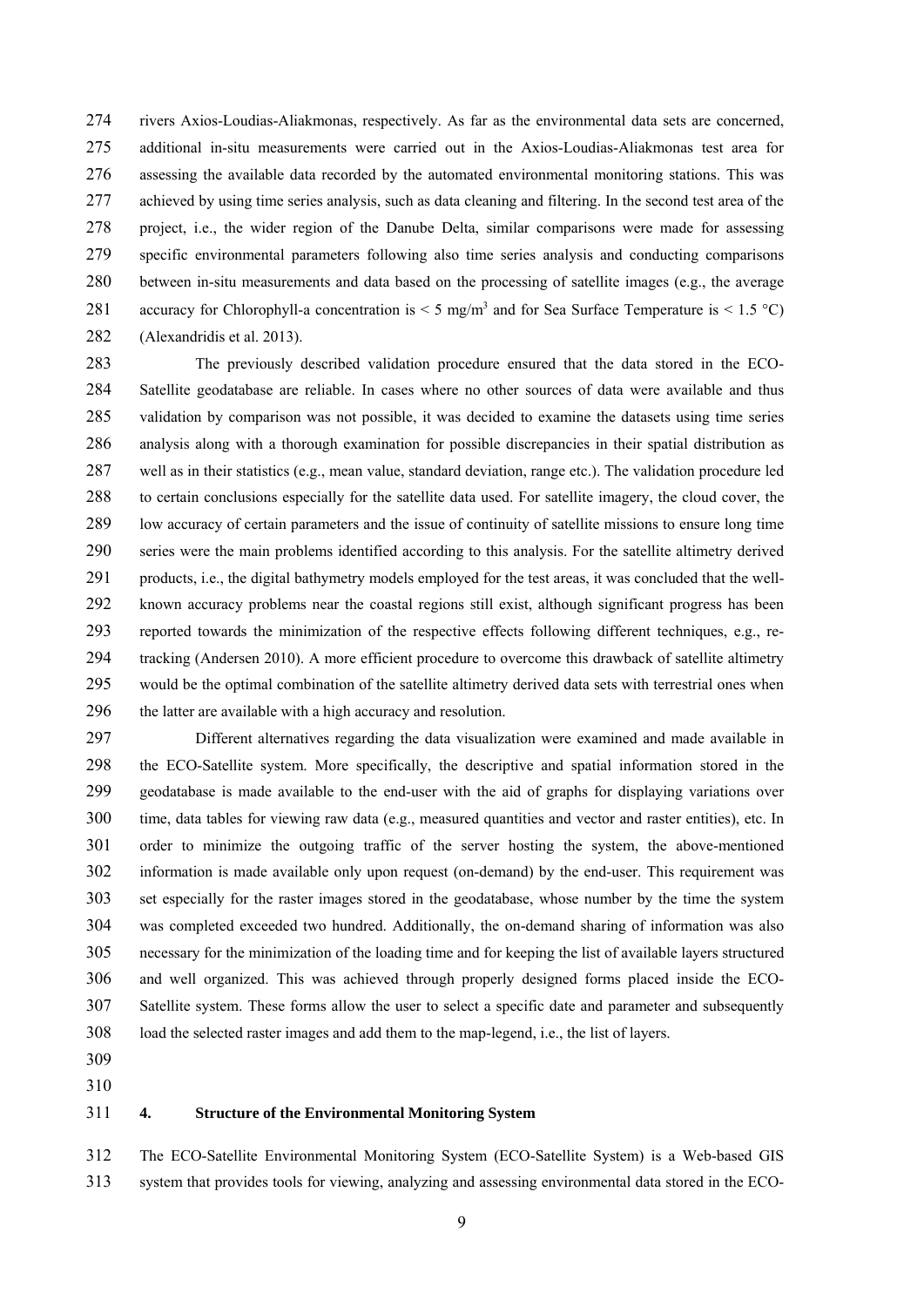rivers Axios-Loudias-Aliakmonas, respectively. As far as the environmental data sets are concerned, additional in-situ measurements were carried out in the Axios-Loudias-Aliakmonas test area for assessing the available data recorded by the automated environmental monitoring stations. This was achieved by using time series analysis, such as data cleaning and filtering. In the second test area of the project, i.e., the wider region of the Danube Delta, similar comparisons were made for assessing specific environmental parameters following also time series analysis and conducting comparisons between in-situ measurements and data based on the processing of satellite images (e.g., the average accuracy for Chlorophyll-a concentration is < 5 mg/m$^3$ and for Sea Surface Temperature is < 1.5 °C) (Alexandridis et al. 2013).

The previously described validation procedure ensured that the data stored in the ECO-Satellite geodatabase are reliable. In cases where no other sources of data were available and thus validation by comparison was not possible, it was decided to examine the datasets using time series analysis along with a thorough examination for possible discrepancies in their spatial distribution as well as in their statistics (e.g., mean value, standard deviation, range etc.). The validation procedure led to certain conclusions especially for the satellite data used. For satellite imagery, the cloud cover, the low accuracy of certain parameters and the issue of continuity of satellite missions to ensure long time series were the main problems identified according to this analysis. For the satellite altimetry derived products, i.e., the digital bathymetry models employed for the test areas, it was concluded that the well-known accuracy problems near the coastal regions still exist, although significant progress has been reported towards the minimization of the respective effects following different techniques, e.g., re-tracking (Andersen 2010). A more efficient procedure to overcome this drawback of satellite altimetry would be the optimal combination of the satellite altimetry derived data sets with terrestrial ones when the latter are available with a high accuracy and resolution.

Different alternatives regarding the data visualization were examined and made available in the ECO-Satellite system. More specifically, the descriptive and spatial information stored in the geodatabase is made available to the end-user with the aid of graphs for displaying variations over time, data tables for viewing raw data (e.g., measured quantities and vector and raster entities), etc. In order to minimize the outgoing traffic of the server hosting the system, the above-mentioned information is made available only upon request (on-demand) by the end-user. This requirement was set especially for the raster images stored in the geodatabase, whose number by the time the system was completed exceeded two hundred. Additionally, the on-demand sharing of information was also necessary for the minimization of the loading time and for keeping the list of available layers structured and well organized. This was achieved through properly designed forms placed inside the ECO-Satellite system. These forms allow the user to select a specific date and parameter and subsequently load the selected raster images and add them to the map-legend, i.e., the list of layers.

## 4. Structure of the Environmental Monitoring System

The ECO-Satellite Environmental Monitoring System (ECO-Satellite System) is a Web-based GIS system that provides tools for viewing, analyzing and assessing environmental data stored in the ECO-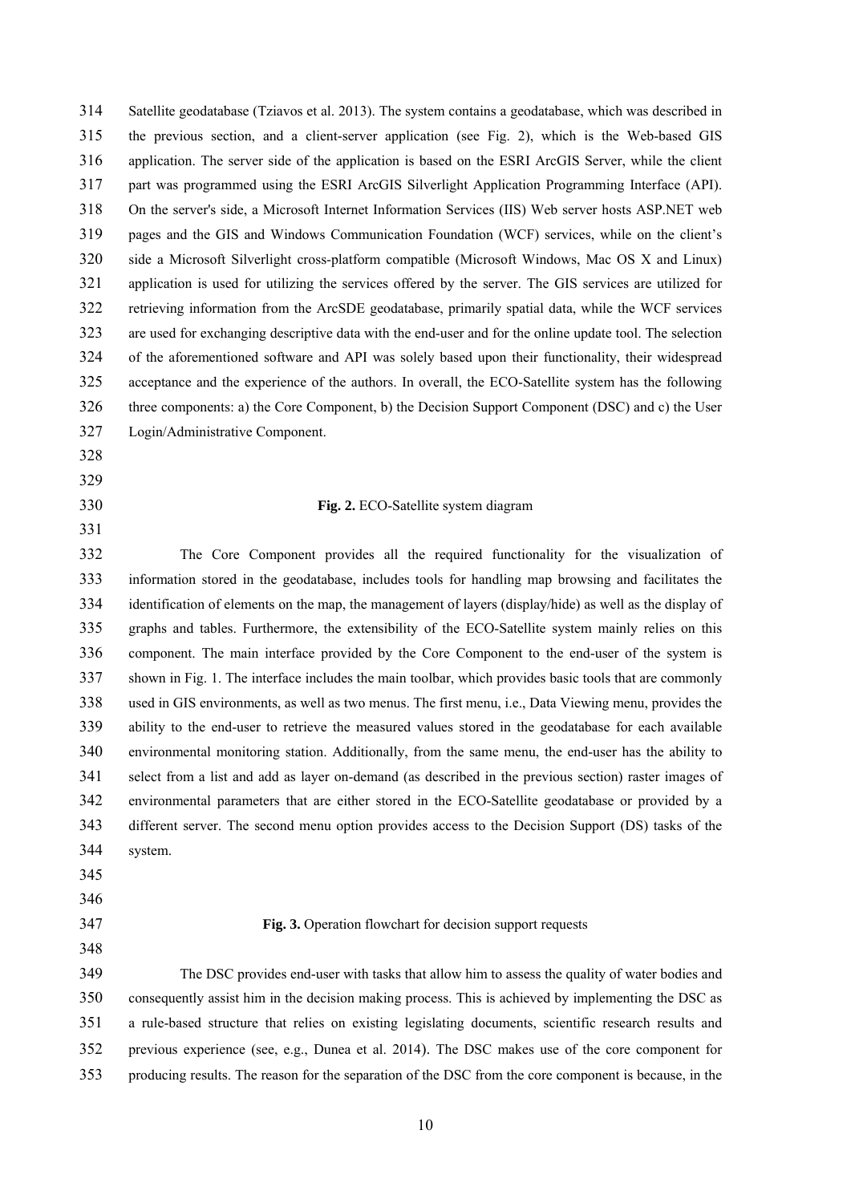Satellite geodatabase (Tziavos et al. 2013). The system contains a geodatabase, which was described in the previous section, and a client-server application (see Fig. 2), which is the Web-based GIS application. The server side of the application is based on the ESRI ArcGIS Server, while the client part was programmed using the ESRI ArcGIS Silverlight Application Programming Interface (API). On the server's side, a Microsoft Internet Information Services (IIS) Web server hosts ASP.NET web pages and the GIS and Windows Communication Foundation (WCF) services, while on the client's side a Microsoft Silverlight cross-platform compatible (Microsoft Windows, Mac OS X and Linux) application is used for utilizing the services offered by the server. The GIS services are utilized for retrieving information from the ArcSDE geodatabase, primarily spatial data, while the WCF services are used for exchanging descriptive data with the end-user and for the online update tool. The selection of the aforementioned software and API was solely based upon their functionality, their widespread acceptance and the experience of the authors. In overall, the ECO-Satellite system has the following three components: a) the Core Component, b) the Decision Support Component (DSC) and c) the User Login/Administrative Component.

**Fig. 2.** ECO-Satellite system diagram

The Core Component provides all the required functionality for the visualization of information stored in the geodatabase, includes tools for handling map browsing and facilitates the identification of elements on the map, the management of layers (display/hide) as well as the display of graphs and tables. Furthermore, the extensibility of the ECO-Satellite system mainly relies on this component. The main interface provided by the Core Component to the end-user of the system is shown in Fig. 1. The interface includes the main toolbar, which provides basic tools that are commonly used in GIS environments, as well as two menus. The first menu, i.e., Data Viewing menu, provides the ability to the end-user to retrieve the measured values stored in the geodatabase for each available environmental monitoring station. Additionally, from the same menu, the end-user has the ability to select from a list and add as layer on-demand (as described in the previous section) raster images of environmental parameters that are either stored in the ECO-Satellite geodatabase or provided by a different server. The second menu option provides access to the Decision Support (DS) tasks of the system.

**Fig. 3.** Operation flowchart for decision support requests

The DSC provides end-user with tasks that allow him to assess the quality of water bodies and consequently assist him in the decision making process. This is achieved by implementing the DSC as a rule-based structure that relies on existing legislating documents, scientific research results and previous experience (see, e.g., Dunea et al. 2014). The DSC makes use of the core component for producing results. The reason for the separation of the DSC from the core component is because, in the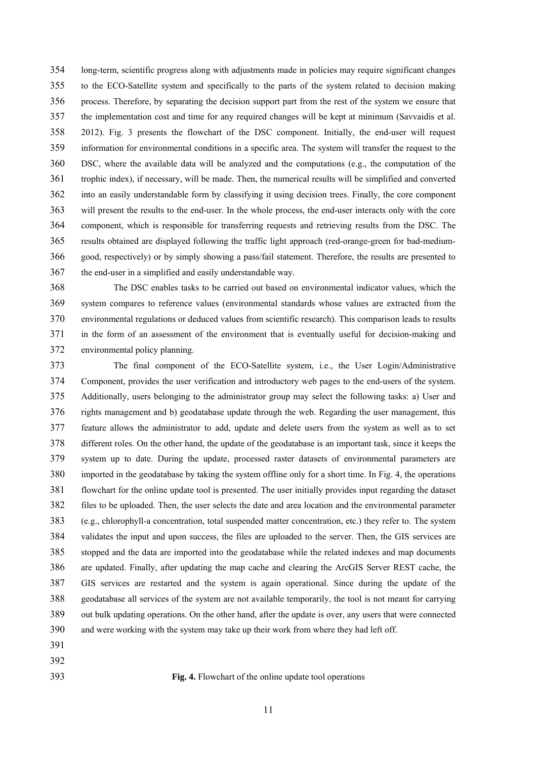long-term, scientific progress along with adjustments made in policies may require significant changes to the ECO-Satellite system and specifically to the parts of the system related to decision making process. Therefore, by separating the decision support part from the rest of the system we ensure that the implementation cost and time for any required changes will be kept at minimum (Savvaidis et al. 2012). Fig. 3 presents the flowchart of the DSC component. Initially, the end-user will request information for environmental conditions in a specific area. The system will transfer the request to the DSC, where the available data will be analyzed and the computations (e.g., the computation of the trophic index), if necessary, will be made. Then, the numerical results will be simplified and converted into an easily understandable form by classifying it using decision trees. Finally, the core component will present the results to the end-user. In the whole process, the end-user interacts only with the core component, which is responsible for transferring requests and retrieving results from the DSC. The results obtained are displayed following the traffic light approach (red-orange-green for bad-medium-good, respectively) or by simply showing a pass/fail statement. Therefore, the results are presented to the end-user in a simplified and easily understandable way.

The DSC enables tasks to be carried out based on environmental indicator values, which the system compares to reference values (environmental standards whose values are extracted from the environmental regulations or deduced values from scientific research). This comparison leads to results in the form of an assessment of the environment that is eventually useful for decision-making and environmental policy planning.

The final component of the ECO-Satellite system, i.e., the User Login/Administrative Component, provides the user verification and introductory web pages to the end-users of the system. Additionally, users belonging to the administrator group may select the following tasks: a) User and rights management and b) geodatabase update through the web. Regarding the user management, this feature allows the administrator to add, update and delete users from the system as well as to set different roles. On the other hand, the update of the geodatabase is an important task, since it keeps the system up to date. During the update, processed raster datasets of environmental parameters are imported in the geodatabase by taking the system offline only for a short time. In Fig. 4, the operations flowchart for the online update tool is presented. The user initially provides input regarding the dataset files to be uploaded. Then, the user selects the date and area location and the environmental parameter (e.g., chlorophyll-a concentration, total suspended matter concentration, etc.) they refer to. The system validates the input and upon success, the files are uploaded to the server. Then, the GIS services are stopped and the data are imported into the geodatabase while the related indexes and map documents are updated. Finally, after updating the map cache and clearing the ArcGIS Server REST cache, the GIS services are restarted and the system is again operational. Since during the update of the geodatabase all services of the system are not available temporarily, the tool is not meant for carrying out bulk updating operations. On the other hand, after the update is over, any users that were connected and were working with the system may take up their work from where they had left off.

**Fig. 4.** Flowchart of the online update tool operations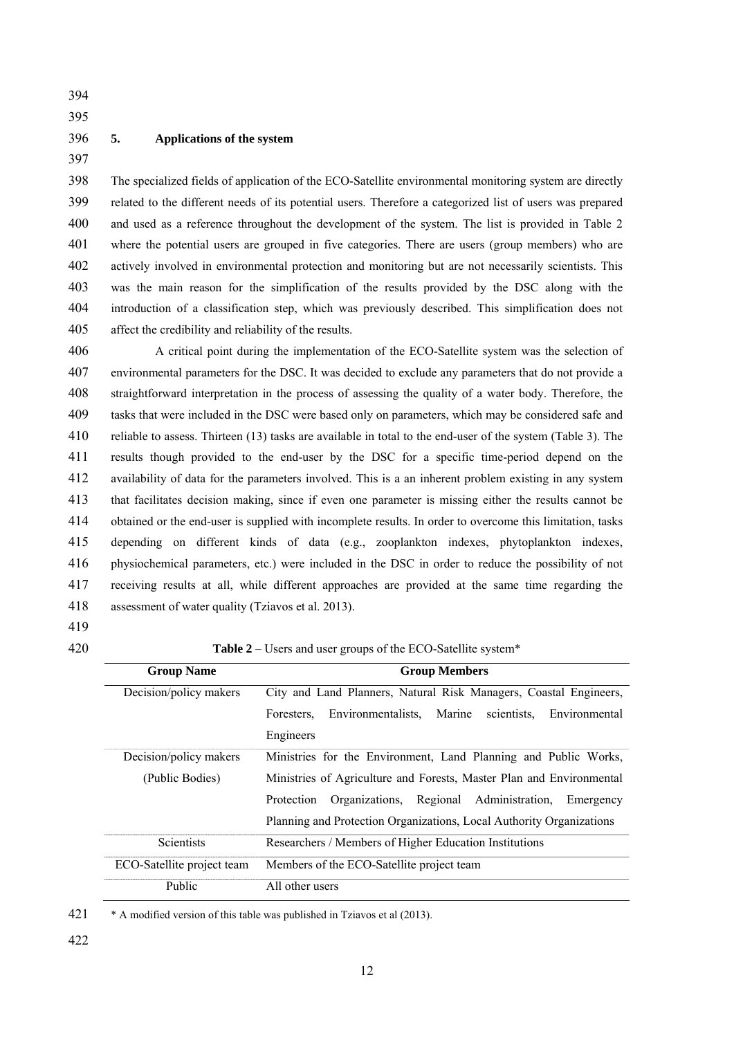## 5. Applications of the system

The specialized fields of application of the ECO-Satellite environmental monitoring system are directly related to the different needs of its potential users. Therefore a categorized list of users was prepared and used as a reference throughout the development of the system. The list is provided in Table 2 where the potential users are grouped in five categories. There are users (group members) who are actively involved in environmental protection and monitoring but are not necessarily scientists. This was the main reason for the simplification of the results provided by the DSC along with the introduction of a classification step, which was previously described. This simplification does not affect the credibility and reliability of the results.

A critical point during the implementation of the ECO-Satellite system was the selection of environmental parameters for the DSC. It was decided to exclude any parameters that do not provide a straightforward interpretation in the process of assessing the quality of a water body. Therefore, the tasks that were included in the DSC were based only on parameters, which may be considered safe and reliable to assess. Thirteen (13) tasks are available in total to the end-user of the system (Table 3). The results though provided to the end-user by the DSC for a specific time-period depend on the availability of data for the parameters involved. This is a an inherent problem existing in any system that facilitates decision making, since if even one parameter is missing either the results cannot be obtained or the end-user is supplied with incomplete results. In order to overcome this limitation, tasks depending on different kinds of data (e.g., zooplankton indexes, phytoplankton indexes, physiochemical parameters, etc.) were included in the DSC in order to reduce the possibility of not receiving results at all, while different approaches are provided at the same time regarding the assessment of water quality (Tziavos et al. 2013).

**Table 2** – Users and user groups of the ECO-Satellite system*

| Group Name | Group Members |
|---|---|
| Decision/policy makers | City and Land Planners, Natural Risk Managers, Coastal Engineers, Foresters, Environmentalists, Marine scientists, Environmental Engineers |
| Decision/policy makers (Public Bodies) | Ministries for the Environment, Land Planning and Public Works, Ministries of Agriculture and Forests, Master Plan and Environmental Protection Organizations, Regional Administration, Emergency Planning and Protection Organizations, Local Authority Organizations |
| Scientists | Researchers / Members of Higher Education Institutions |
| ECO-Satellite project team | Members of the ECO-Satellite project team |
| Public | All other users |

* A modified version of this table was published in Tziavos et al (2013).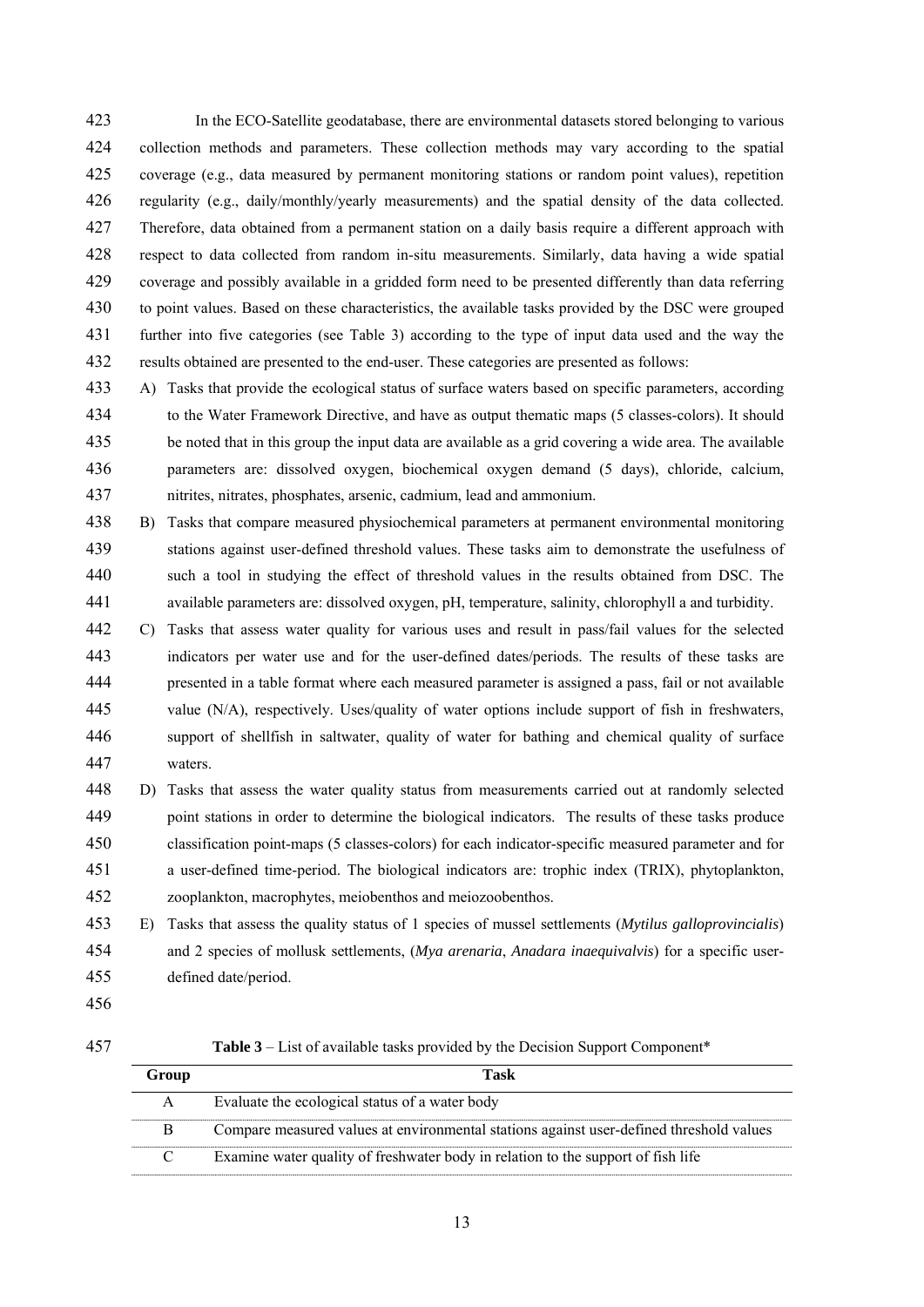In the ECO-Satellite geodatabase, there are environmental datasets stored belonging to various collection methods and parameters. These collection methods may vary according to the spatial coverage (e.g., data measured by permanent monitoring stations or random point values), repetition regularity (e.g., daily/monthly/yearly measurements) and the spatial density of the data collected. Therefore, data obtained from a permanent station on a daily basis require a different approach with respect to data collected from random in-situ measurements. Similarly, data having a wide spatial coverage and possibly available in a gridded form need to be presented differently than data referring to point values. Based on these characteristics, the available tasks provided by the DSC were grouped further into five categories (see Table 3) according to the type of input data used and the way the results obtained are presented to the end-user. These categories are presented as follows:

A) Tasks that provide the ecological status of surface waters based on specific parameters, according to the Water Framework Directive, and have as output thematic maps (5 classes-colors). It should be noted that in this group the input data are available as a grid covering a wide area. The available parameters are: dissolved oxygen, biochemical oxygen demand (5 days), chloride, calcium, nitrites, nitrates, phosphates, arsenic, cadmium, lead and ammonium.

B) Tasks that compare measured physiochemical parameters at permanent environmental monitoring stations against user-defined threshold values. These tasks aim to demonstrate the usefulness of such a tool in studying the effect of threshold values in the results obtained from DSC. The available parameters are: dissolved oxygen, pH, temperature, salinity, chlorophyll a and turbidity.

C) Tasks that assess water quality for various uses and result in pass/fail values for the selected indicators per water use and for the user-defined dates/periods. The results of these tasks are presented in a table format where each measured parameter is assigned a pass, fail or not available value (N/A), respectively. Uses/quality of water options include support of fish in freshwaters, support of shellfish in saltwater, quality of water for bathing and chemical quality of surface waters.

D) Tasks that assess the water quality status from measurements carried out at randomly selected point stations in order to determine the biological indicators. The results of these tasks produce classification point-maps (5 classes-colors) for each indicator-specific measured parameter and for a user-defined time-period. The biological indicators are: trophic index (TRIX), phytoplankton, zooplankton, macrophytes, meiobenthos and meiozoobenthos.

E) Tasks that assess the quality status of 1 species of mussel settlements (*Mytilus galloprovincialis*) and 2 species of mollusk settlements, (*Mya arenaria*, *Anadara inaequivalvis*) for a specific user-defined date/period.

**Table 3** – List of available tasks provided by the Decision Support Component*

| Group | Task |
|---|---|
| A | Evaluate the ecological status of a water body |
| B | Compare measured values at environmental stations against user-defined threshold values |
| C | Examine water quality of freshwater body in relation to the support of fish life |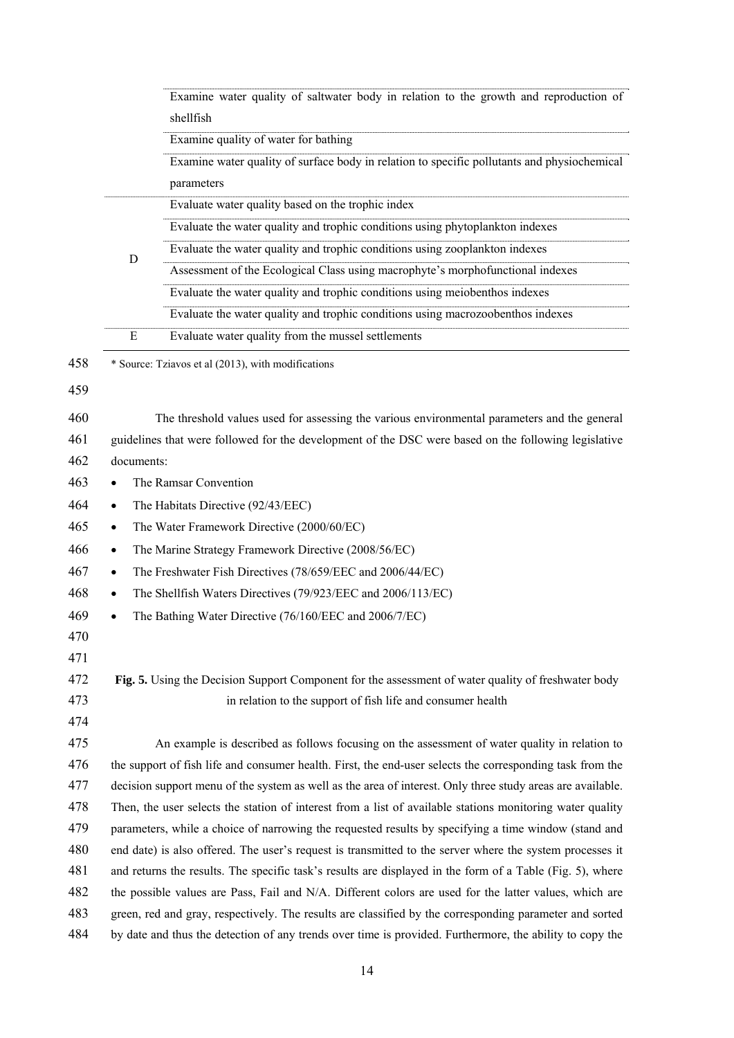| | |
|---|---|
| | Examine water quality of saltwater body in relation to the growth and reproduction of shellfish |
| | Examine quality of water for bathing |
| | Examine water quality of surface body in relation to specific pollutants and physiochemical parameters |
| D | Evaluate water quality based on the trophic index |
| | Evaluate the water quality and trophic conditions using phytoplankton indexes |
| | Evaluate the water quality and trophic conditions using zooplankton indexes |
| | Assessment of the Ecological Class using macrophyte's morphofunctional indexes |
| | Evaluate the water quality and trophic conditions using meiobenthos indexes |
| | Evaluate the water quality and trophic conditions using macrozoobenthos indexes |
| E | Evaluate water quality from the mussel settlements |

\* Source: Tziavos et al (2013), with modifications

The threshold values used for assessing the various environmental parameters and the general guidelines that were followed for the development of the DSC were based on the following legislative documents:

- The Ramsar Convention
- The Habitats Directive (92/43/EEC)
- The Water Framework Directive (2000/60/EC)
- The Marine Strategy Framework Directive (2008/56/EC)
- The Freshwater Fish Directives (78/659/EEC and 2006/44/EC)
- The Shellfish Waters Directives (79/923/EEC and 2006/113/EC)
- The Bathing Water Directive (76/160/EEC and 2006/7/EC)

**Fig. 5.** Using the Decision Support Component for the assessment of water quality of freshwater body in relation to the support of fish life and consumer health

An example is described as follows focusing on the assessment of water quality in relation to the support of fish life and consumer health. First, the end-user selects the corresponding task from the decision support menu of the system as well as the area of interest. Only three study areas are available. Then, the user selects the station of interest from a list of available stations monitoring water quality parameters, while a choice of narrowing the requested results by specifying a time window (stand and end date) is also offered. The user's request is transmitted to the server where the system processes it and returns the results. The specific task's results are displayed in the form of a Table (Fig. 5), where the possible values are Pass, Fail and N/A. Different colors are used for the latter values, which are green, red and gray, respectively. The results are classified by the corresponding parameter and sorted by date and thus the detection of any trends over time is provided. Furthermore, the ability to copy the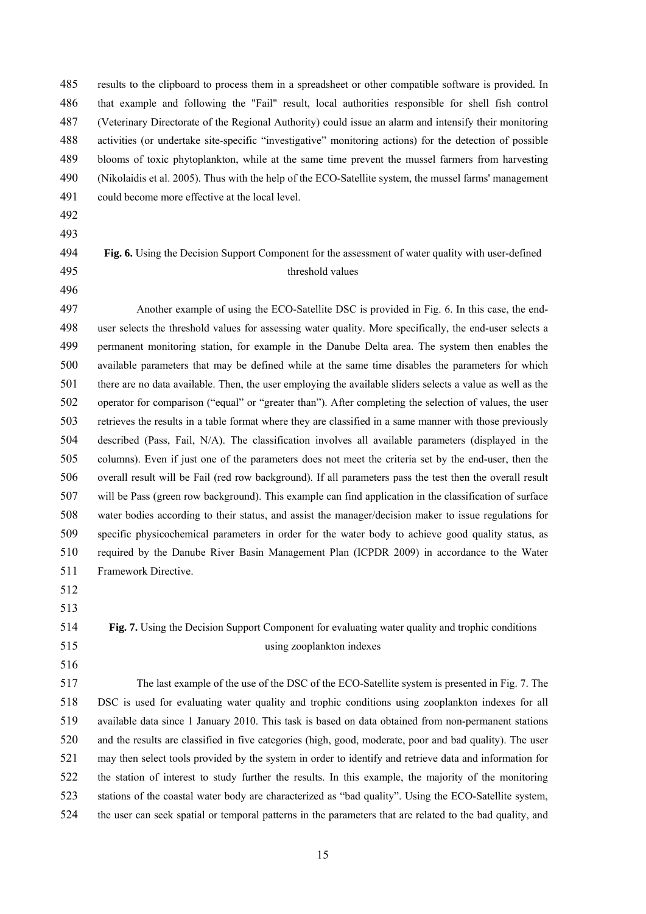results to the clipboard to process them in a spreadsheet or other compatible software is provided. In that example and following the "Fail" result, local authorities responsible for shell fish control (Veterinary Directorate of the Regional Authority) could issue an alarm and intensify their monitoring activities (or undertake site-specific "investigative" monitoring actions) for the detection of possible blooms of toxic phytoplankton, while at the same time prevent the mussel farmers from harvesting (Nikolaidis et al. 2005). Thus with the help of the ECO-Satellite system, the mussel farms' management could become more effective at the local level.

**Fig. 6.** Using the Decision Support Component for the assessment of water quality with user-defined threshold values

Another example of using the ECO-Satellite DSC is provided in Fig. 6. In this case, the end-user selects the threshold values for assessing water quality. More specifically, the end-user selects a permanent monitoring station, for example in the Danube Delta area. The system then enables the available parameters that may be defined while at the same time disables the parameters for which there are no data available. Then, the user employing the available sliders selects a value as well as the operator for comparison ("equal" or "greater than"). After completing the selection of values, the user retrieves the results in a table format where they are classified in a same manner with those previously described (Pass, Fail, N/A). The classification involves all available parameters (displayed in the columns). Even if just one of the parameters does not meet the criteria set by the end-user, then the overall result will be Fail (red row background). If all parameters pass the test then the overall result will be Pass (green row background). This example can find application in the classification of surface water bodies according to their status, and assist the manager/decision maker to issue regulations for specific physicochemical parameters in order for the water body to achieve good quality status, as required by the Danube River Basin Management Plan (ICPDR 2009) in accordance to the Water Framework Directive.

**Fig. 7.** Using the Decision Support Component for evaluating water quality and trophic conditions using zooplankton indexes

The last example of the use of the DSC of the ECO-Satellite system is presented in Fig. 7. The DSC is used for evaluating water quality and trophic conditions using zooplankton indexes for all available data since 1 January 2010. This task is based on data obtained from non-permanent stations and the results are classified in five categories (high, good, moderate, poor and bad quality). The user may then select tools provided by the system in order to identify and retrieve data and information for the station of interest to study further the results. In this example, the majority of the monitoring stations of the coastal water body are characterized as "bad quality". Using the ECO-Satellite system, the user can seek spatial or temporal patterns in the parameters that are related to the bad quality, and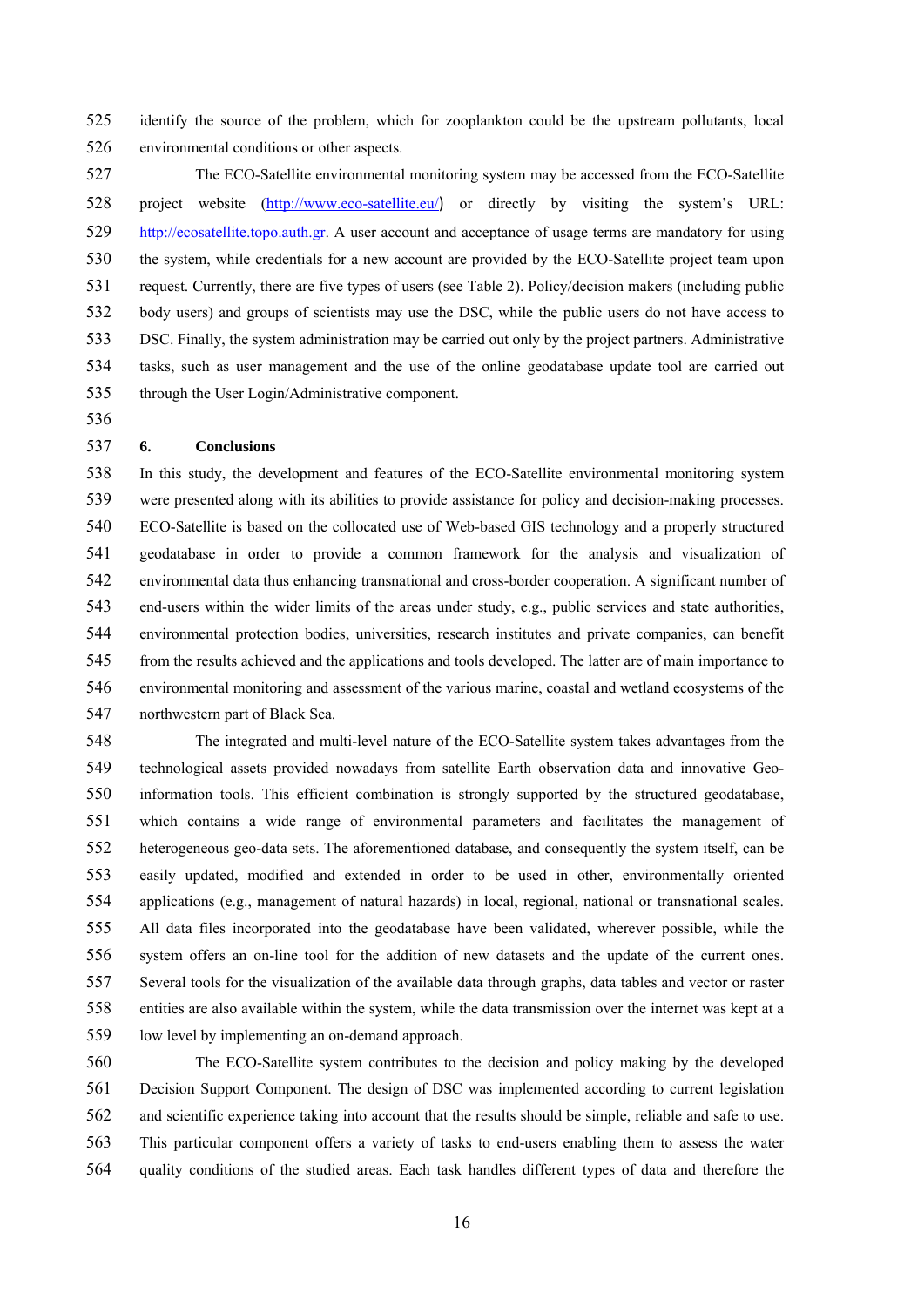identify the source of the problem, which for zooplankton could be the upstream pollutants, local environmental conditions or other aspects.

The ECO-Satellite environmental monitoring system may be accessed from the ECO-Satellite project website (http://www.eco-satellite.eu/) or directly by visiting the system's URL: http://ecosatellite.topo.auth.gr. A user account and acceptance of usage terms are mandatory for using the system, while credentials for a new account are provided by the ECO-Satellite project team upon request. Currently, there are five types of users (see Table 2). Policy/decision makers (including public body users) and groups of scientists may use the DSC, while the public users do not have access to DSC. Finally, the system administration may be carried out only by the project partners. Administrative tasks, such as user management and the use of the online geodatabase update tool are carried out through the User Login/Administrative component.

## 6. Conclusions

In this study, the development and features of the ECO-Satellite environmental monitoring system were presented along with its abilities to provide assistance for policy and decision-making processes. ECO-Satellite is based on the collocated use of Web-based GIS technology and a properly structured geodatabase in order to provide a common framework for the analysis and visualization of environmental data thus enhancing transnational and cross-border cooperation. A significant number of end-users within the wider limits of the areas under study, e.g., public services and state authorities, environmental protection bodies, universities, research institutes and private companies, can benefit from the results achieved and the applications and tools developed. The latter are of main importance to environmental monitoring and assessment of the various marine, coastal and wetland ecosystems of the northwestern part of Black Sea.

The integrated and multi-level nature of the ECO-Satellite system takes advantages from the technological assets provided nowadays from satellite Earth observation data and innovative Geo-information tools. This efficient combination is strongly supported by the structured geodatabase, which contains a wide range of environmental parameters and facilitates the management of heterogeneous geo-data sets. The aforementioned database, and consequently the system itself, can be easily updated, modified and extended in order to be used in other, environmentally oriented applications (e.g., management of natural hazards) in local, regional, national or transnational scales. All data files incorporated into the geodatabase have been validated, wherever possible, while the system offers an on-line tool for the addition of new datasets and the update of the current ones. Several tools for the visualization of the available data through graphs, data tables and vector or raster entities are also available within the system, while the data transmission over the internet was kept at a low level by implementing an on-demand approach.

The ECO-Satellite system contributes to the decision and policy making by the developed Decision Support Component. The design of DSC was implemented according to current legislation and scientific experience taking into account that the results should be simple, reliable and safe to use. This particular component offers a variety of tasks to end-users enabling them to assess the water quality conditions of the studied areas. Each task handles different types of data and therefore the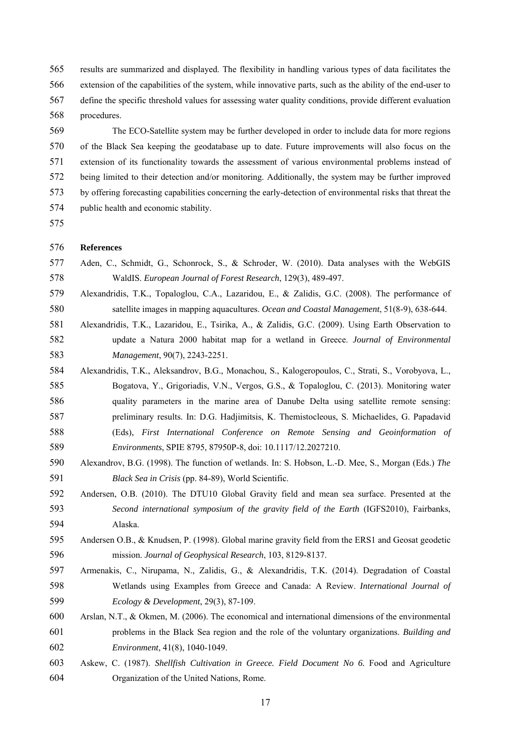results are summarized and displayed. The flexibility in handling various types of data facilitates the extension of the capabilities of the system, while innovative parts, such as the ability of the end-user to define the specific threshold values for assessing water quality conditions, provide different evaluation procedures.

The ECO-Satellite system may be further developed in order to include data for more regions of the Black Sea keeping the geodatabase up to date. Future improvements will also focus on the extension of its functionality towards the assessment of various environmental problems instead of being limited to their detection and/or monitoring. Additionally, the system may be further improved by offering forecasting capabilities concerning the early-detection of environmental risks that threat the public health and economic stability.

**References**

Aden, C., Schmidt, G., Schonrock, S., & Schroder, W. (2010). Data analyses with the WebGIS WaldIS. *European Journal of Forest Research*, 129(3), 489-497.

Alexandridis, T.K., Topaloglou, C.A., Lazaridou, E., & Zalidis, G.C. (2008). The performance of satellite images in mapping aquacultures. *Ocean and Coastal Management*, 51(8-9), 638-644.

Alexandridis, T.K., Lazaridou, E., Tsirika, A., & Zalidis, G.C. (2009). Using Earth Observation to update a Natura 2000 habitat map for a wetland in Greece. *Journal of Environmental Management*, 90(7), 2243-2251.

Alexandridis, T.K., Aleksandrov, B.G., Monachou, S., Kalogeropoulos, C., Strati, S., Vorobyova, L., Bogatova, Y., Grigoriadis, V.N., Vergos, G.S., & Topaloglou, C. (2013). Monitoring water quality parameters in the marine area of Danube Delta using satellite remote sensing: preliminary results. In: D.G. Hadjimitsis, K. Themistocleous, S. Michaelides, G. Papadavid (Eds), *First International Conference on Remote Sensing and Geoinformation of Environments*, SPIE 8795, 87950P-8, doi: 10.1117/12.2027210.

Alexandrov, B.G. (1998). The function of wetlands. In: S. Hobson, L.-D. Mee, S., Morgan (Eds.) *The Black Sea in Crisis* (pp. 84-89), World Scientific.

Andersen, O.B. (2010). The DTU10 Global Gravity field and mean sea surface. Presented at the *Second international symposium of the gravity field of the Earth* (IGFS2010), Fairbanks, Alaska.

Andersen O.B., & Knudsen, P. (1998). Global marine gravity field from the ERS1 and Geosat geodetic mission. *Journal of Geophysical Research*, 103, 8129-8137.

Armenakis, C., Nirupama, N., Zalidis, G., & Alexandridis, T.K. (2014). Degradation of Coastal Wetlands using Examples from Greece and Canada: A Review. *International Journal of Ecology & Development*, 29(3), 87-109.

Arslan, N.T., & Okmen, M. (2006). The economical and international dimensions of the environmental problems in the Black Sea region and the role of the voluntary organizations. *Building and Environment*, 41(8), 1040-1049.

Askew, C. (1987). *Shellfish Cultivation in Greece. Field Document No 6.* Food and Agriculture Organization of the United Nations, Rome.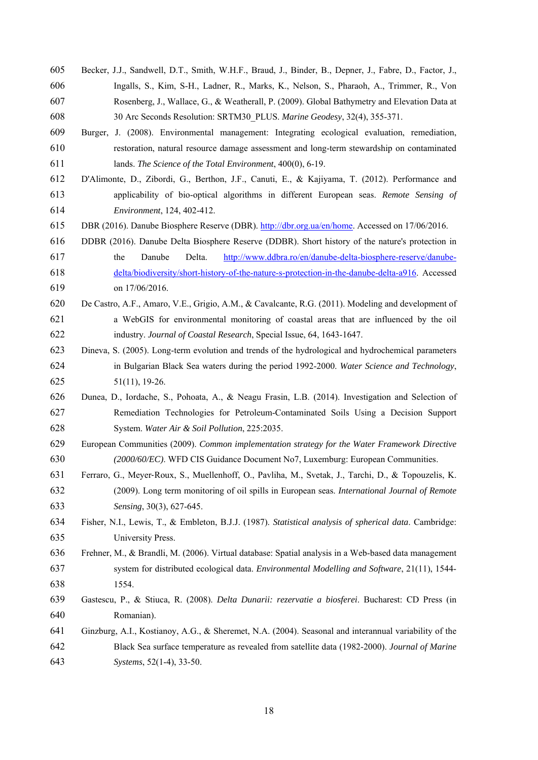Becker, J.J., Sandwell, D.T., Smith, W.H.F., Braud, J., Binder, B., Depner, J., Fabre, D., Factor, J., Ingalls, S., Kim, S-H., Ladner, R., Marks, K., Nelson, S., Pharaoh, A., Trimmer, R., Von Rosenberg, J., Wallace, G., & Weatherall, P. (2009). Global Bathymetry and Elevation Data at 30 Arc Seconds Resolution: SRTM30_PLUS. *Marine Geodesy*, 32(4), 355-371.

Burger, J. (2008). Environmental management: Integrating ecological evaluation, remediation, restoration, natural resource damage assessment and long-term stewardship on contaminated lands. *The Science of the Total Environment*, 400(0), 6-19.

D'Alimonte, D., Zibordi, G., Berthon, J.F., Canuti, E., & Kajiyama, T. (2012). Performance and applicability of bio-optical algorithms in different European seas. *Remote Sensing of Environment*, 124, 402-412.

DBR (2016). Danube Biosphere Reserve (DBR). http://dbr.org.ua/en/home. Accessed on 17/06/2016.

DDBR (2016). Danube Delta Biosphere Reserve (DDBR). Short history of the nature's protection in the Danube Delta. http://www.ddbra.ro/en/danube-delta-biosphere-reserve/danube-delta/biodiversity/short-history-of-the-nature-s-protection-in-the-danube-delta-a916. Accessed on 17/06/2016.

De Castro, A.F., Amaro, V.E., Grigio, A.M., & Cavalcante, R.G. (2011). Modeling and development of a WebGIS for environmental monitoring of coastal areas that are influenced by the oil industry. *Journal of Coastal Research*, Special Issue, 64, 1643-1647.

Dineva, S. (2005). Long-term evolution and trends of the hydrological and hydrochemical parameters in Bulgarian Black Sea waters during the period 1992-2000. *Water Science and Technology*, 51(11), 19-26.

Dunea, D., Iordache, S., Pohoata, A., & Neagu Frasin, L.B. (2014). Investigation and Selection of Remediation Technologies for Petroleum-Contaminated Soils Using a Decision Support System. *Water Air & Soil Pollution*, 225:2035.

European Communities (2009). *Common implementation strategy for the Water Framework Directive (2000/60/EC)*. WFD CIS Guidance Document No7, Luxemburg: European Communities.

Ferraro, G., Meyer-Roux, S., Muellenhoff, O., Pavliha, M., Svetak, J., Tarchi, D., & Topouzelis, K. (2009). Long term monitoring of oil spills in European seas. *International Journal of Remote Sensing*, 30(3), 627-645.

Fisher, N.I., Lewis, T., & Embleton, B.J.J. (1987). *Statistical analysis of spherical data*. Cambridge: University Press.

Frehner, M., & Brandli, M. (2006). Virtual database: Spatial analysis in a Web-based data management system for distributed ecological data. *Environmental Modelling and Software*, 21(11), 1544-1554.

Gastescu, P., & Stiuca, R. (2008). *Delta Dunarii: rezervatie a biosferei*. Bucharest: CD Press (in Romanian).

Ginzburg, A.I., Kostianoy, A.G., & Sheremet, N.A. (2004). Seasonal and interannual variability of the Black Sea surface temperature as revealed from satellite data (1982-2000). *Journal of Marine Systems*, 52(1-4), 33-50.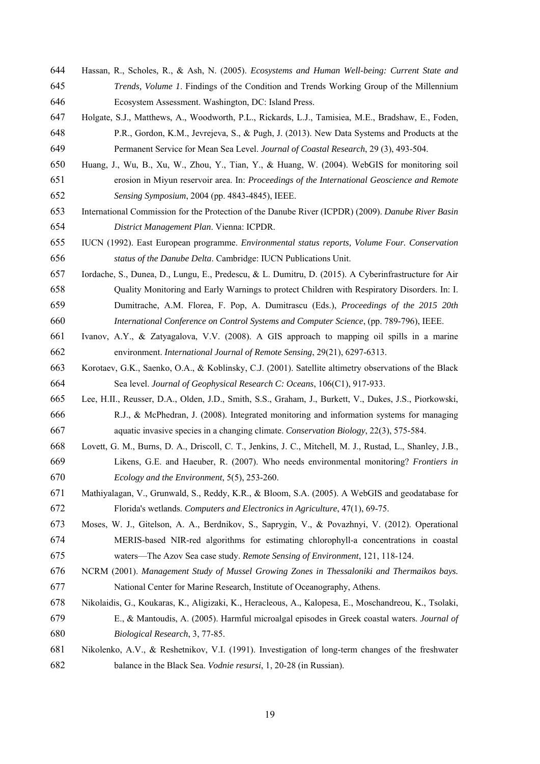Hassan, R., Scholes, R., & Ash, N. (2005). *Ecosystems and Human Well-being: Current State and Trends, Volume 1*. Findings of the Condition and Trends Working Group of the Millennium Ecosystem Assessment. Washington, DC: Island Press.

Holgate, S.J., Matthews, A., Woodworth, P.L., Rickards, L.J., Tamisiea, M.E., Bradshaw, E., Foden, P.R., Gordon, K.M., Jevrejeva, S., & Pugh, J. (2013). New Data Systems and Products at the Permanent Service for Mean Sea Level. *Journal of Coastal Research*, 29 (3), 493-504.

Huang, J., Wu, B., Xu, W., Zhou, Y., Tian, Y., & Huang, W. (2004). WebGIS for monitoring soil erosion in Miyun reservoir area. In: *Proceedings of the International Geoscience and Remote Sensing Symposium*, 2004 (pp. 4843-4845), IEEE.

International Commission for the Protection of the Danube River (ICPDR) (2009). *Danube River Basin District Management Plan*. Vienna: ICPDR.

IUCN (1992). East European programme. *Environmental status reports, Volume Four. Conservation status of the Danube Delta*. Cambridge: IUCN Publications Unit.

Iordache, S., Dunea, D., Lungu, E., Predescu, & L. Dumitru, D. (2015). A Cyberinfrastructure for Air Quality Monitoring and Early Warnings to protect Children with Respiratory Disorders. In: I. Dumitrache, A.M. Florea, F. Pop, A. Dumitrascu (Eds.), *Proceedings of the 2015 20th International Conference on Control Systems and Computer Science*, (pp. 789-796), IEEE.

Ivanov, A.Y., & Zatyagalova, V.V. (2008). A GIS approach to mapping oil spills in a marine environment. *International Journal of Remote Sensing*, 29(21), 6297-6313.

Korotaev, G.K., Saenko, O.A., & Koblinsky, C.J. (2001). Satellite altimetry observations of the Black Sea level. *Journal of Geophysical Research C: Oceans*, 106(C1), 917-933.

Lee, H.II., Reusser, D.A., Olden, J.D., Smith, S.S., Graham, J., Burkett, V., Dukes, J.S., Piorkowski, R.J., & McPhedran, J. (2008). Integrated monitoring and information systems for managing aquatic invasive species in a changing climate. *Conservation Biology*, 22(3), 575-584.

Lovett, G. M., Burns, D. A., Driscoll, C. T., Jenkins, J. C., Mitchell, M. J., Rustad, L., Shanley, J.B., Likens, G.E. and Haeuber, R. (2007). Who needs environmental monitoring? *Frontiers in Ecology and the Environment*, 5(5), 253-260.

Mathiyalagan, V., Grunwald, S., Reddy, K.R., & Bloom, S.A. (2005). A WebGIS and geodatabase for Florida's wetlands. *Computers and Electronics in Agriculture*, 47(1), 69-75.

Moses, W. J., Gitelson, A. A., Berdnikov, S., Saprygin, V., & Povazhnyi, V. (2012). Operational MERIS-based NIR-red algorithms for estimating chlorophyll-a concentrations in coastal waters—The Azov Sea case study. *Remote Sensing of Environment*, 121, 118-124.

NCRM (2001). *Management Study of Mussel Growing Zones in Thessaloniki and Thermaikos bays.* National Center for Marine Research, Institute of Oceanography, Athens.

Nikolaidis, G., Koukaras, K., Aligizaki, K., Heracleous, A., Kalopesa, E., Moschandreou, K., Tsolaki, E., & Mantoudis, A. (2005). Harmful microalgal episodes in Greek coastal waters. *Journal of Biological Research*, 3, 77-85.

Nikolenko, A.V., & Reshetnikov, V.I. (1991). Investigation of long-term changes of the freshwater balance in the Black Sea. *Vodnie resursi*, 1, 20-28 (in Russian).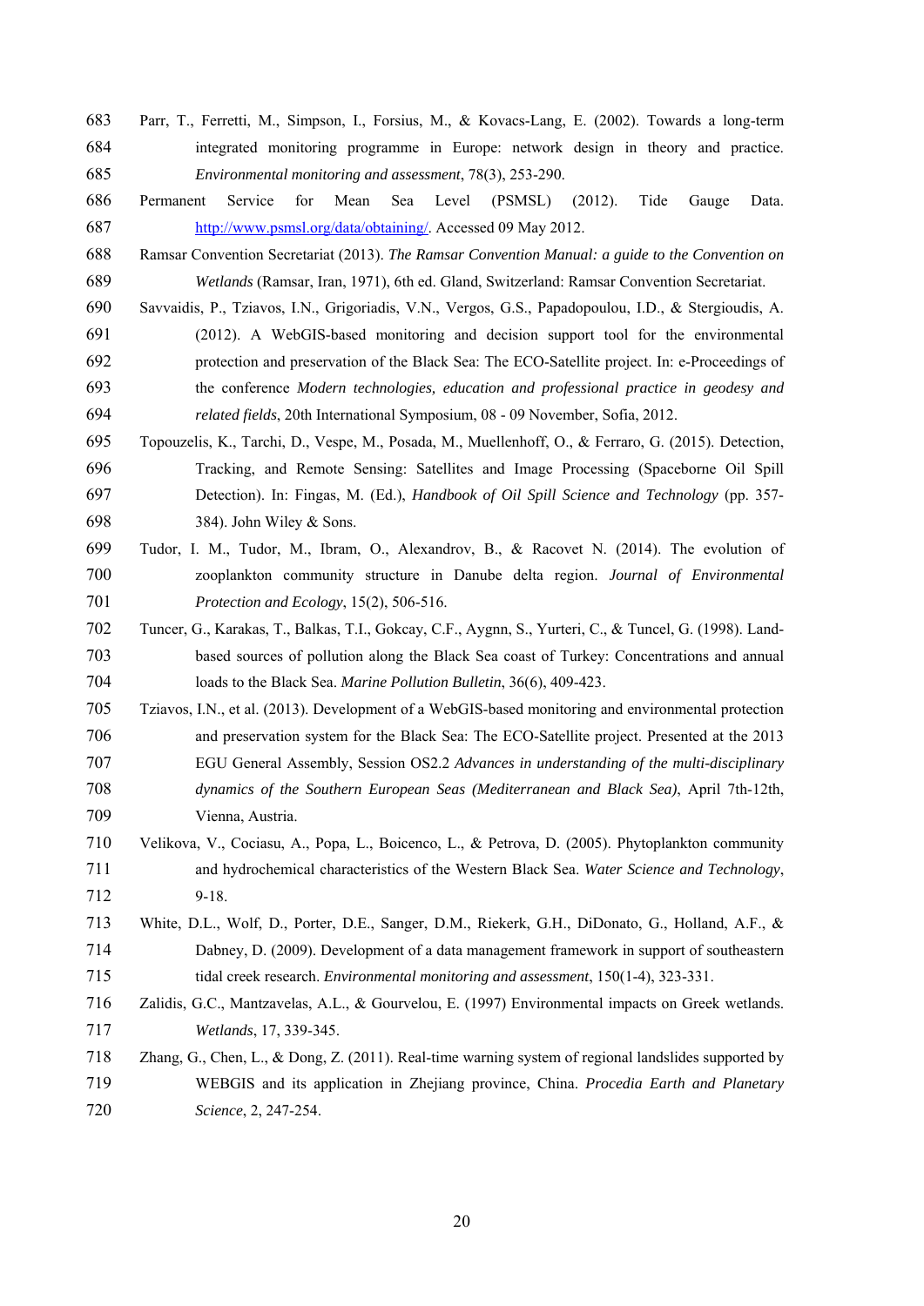Parr, T., Ferretti, M., Simpson, I., Forsius, M., & Kovacs-Lang, E. (2002). Towards a long-term integrated monitoring programme in Europe: network design in theory and practice. *Environmental monitoring and assessment*, 78(3), 253-290.

Permanent Service for Mean Sea Level (PSMSL) (2012). Tide Gauge Data. http://www.psmsl.org/data/obtaining/. Accessed 09 May 2012.

Ramsar Convention Secretariat (2013). *The Ramsar Convention Manual: a guide to the Convention on Wetlands* (Ramsar, Iran, 1971), 6th ed. Gland, Switzerland: Ramsar Convention Secretariat.

Savvaidis, P., Tziavos, I.N., Grigoriadis, V.N., Vergos, G.S., Papadopoulou, I.D., & Stergioudis, A. (2012). A WebGIS-based monitoring and decision support tool for the environmental protection and preservation of the Black Sea: The ECO-Satellite project. In: e-Proceedings of the conference *Modern technologies, education and professional practice in geodesy and related fields*, 20th International Symposium, 08 - 09 November, Sofia, 2012.

Topouzelis, K., Tarchi, D., Vespe, M., Posada, M., Muellenhoff, O., & Ferraro, G. (2015). Detection, Tracking, and Remote Sensing: Satellites and Image Processing (Spaceborne Oil Spill Detection). In: Fingas, M. (Ed.), *Handbook of Oil Spill Science and Technology* (pp. 357-384). John Wiley & Sons.

Tudor, I. M., Tudor, M., Ibram, O., Alexandrov, B., & Racovet N. (2014). The evolution of zooplankton community structure in Danube delta region. *Journal of Environmental Protection and Ecology*, 15(2), 506-516.

Tuncer, G., Karakas, T., Balkas, T.I., Gokcay, C.F., Aygnn, S., Yurteri, C., & Tuncel, G. (1998). Land-based sources of pollution along the Black Sea coast of Turkey: Concentrations and annual loads to the Black Sea. *Marine Pollution Bulletin*, 36(6), 409-423.

Tziavos, I.N., et al. (2013). Development of a WebGIS-based monitoring and environmental protection and preservation system for the Black Sea: The ECO-Satellite project. Presented at the 2013 EGU General Assembly, Session OS2.2 *Advances in understanding of the multi-disciplinary dynamics of the Southern European Seas (Mediterranean and Black Sea)*, April 7th-12th, Vienna, Austria.

Velikova, V., Cociasu, A., Popa, L., Boicenco, L., & Petrova, D. (2005). Phytoplankton community and hydrochemical characteristics of the Western Black Sea. *Water Science and Technology*, 9-18.

White, D.L., Wolf, D., Porter, D.E., Sanger, D.M., Riekerk, G.H., DiDonato, G., Holland, A.F., & Dabney, D. (2009). Development of a data management framework in support of southeastern tidal creek research. *Environmental monitoring and assessment*, 150(1-4), 323-331.

Zalidis, G.C., Mantzavelas, A.L., & Gourvelou, E. (1997) Environmental impacts on Greek wetlands. *Wetlands*, 17, 339-345.

Zhang, G., Chen, L., & Dong, Z. (2011). Real-time warning system of regional landslides supported by WEBGIS and its application in Zhejiang province, China. *Procedia Earth and Planetary Science*, 2, 247-254.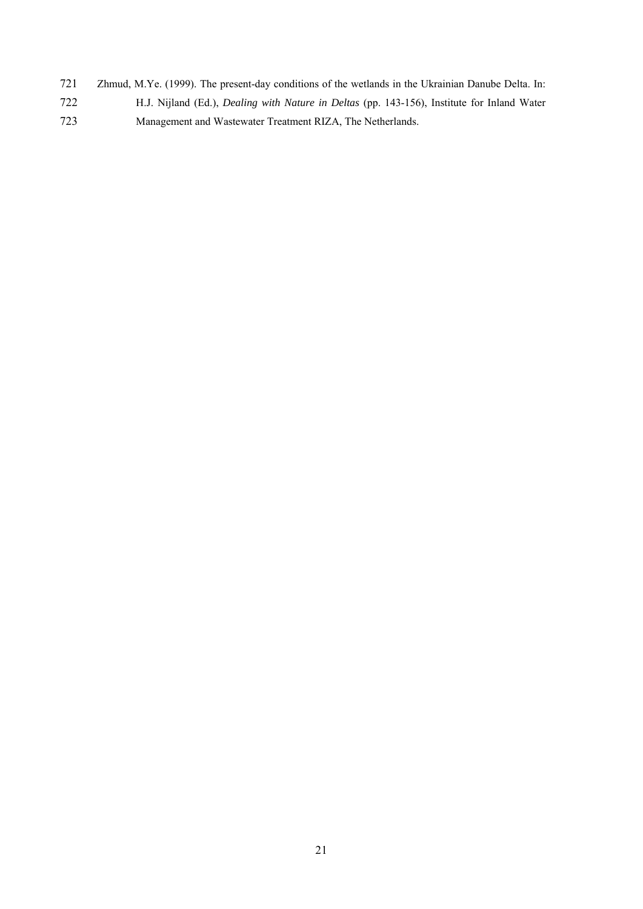Zhmud, M.Ye. (1999). The present-day conditions of the wetlands in the Ukrainian Danube Delta. In: H.J. Nijland (Ed.), *Dealing with Nature in Deltas* (pp. 143-156), Institute for Inland Water Management and Wastewater Treatment RIZA, The Netherlands.